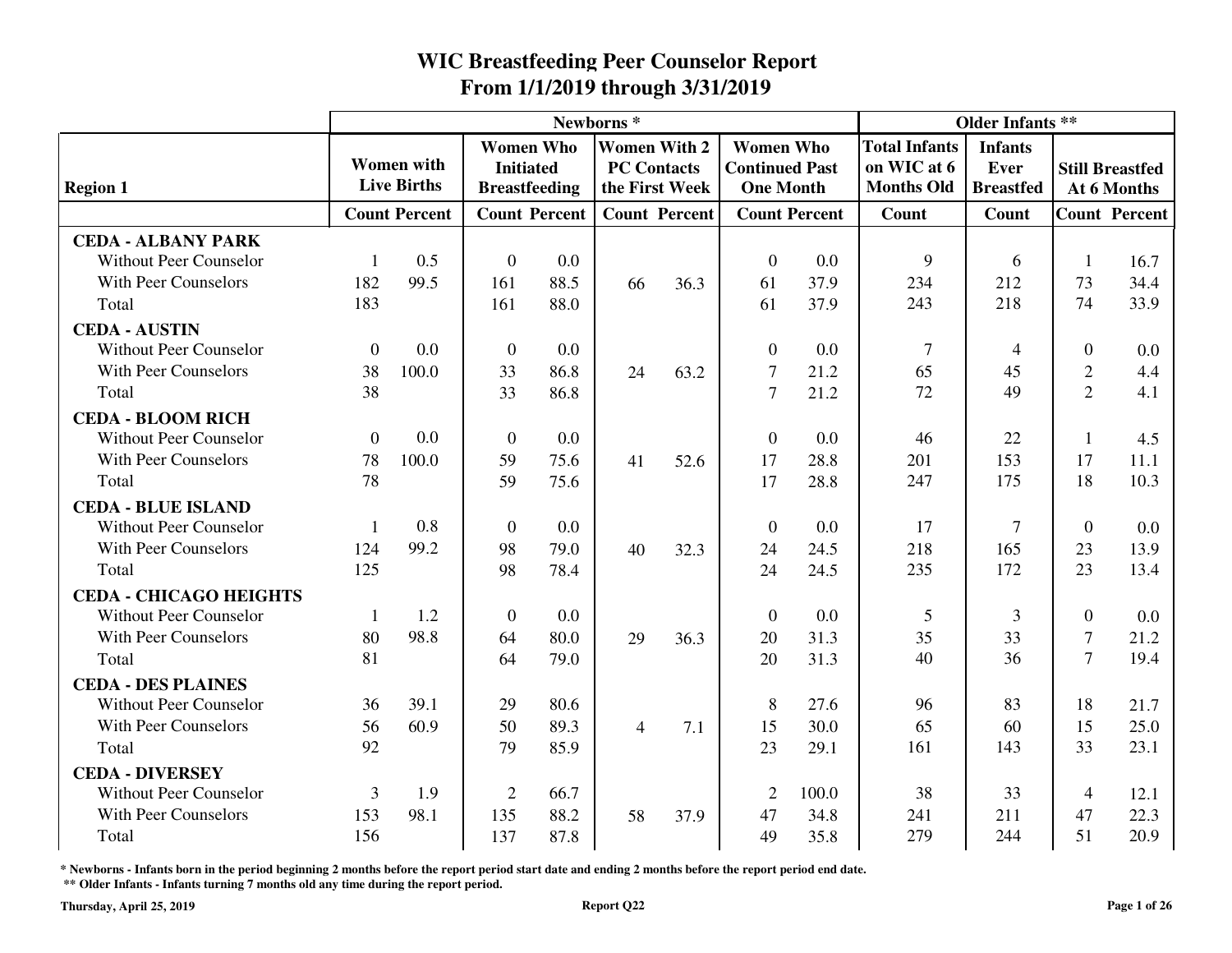# WIC Breastfeeding Peer Counselor Report
## From 1/1/2019 through 3/31/2019

| Region 1 | Newborns * | | | | | | | | Older Infants ** | | | |
|---|---|---|---|---|---|---|---|---|---|---|---|---|
| | Women with Live Births | | Women Who Initiated Breastfeeding | | Women With 2 PC Contacts the First Week | | Women Who Continued Past One Month | | Total Infants on WIC at 6 Months Old | Infants Ever Breastfed | Still Breastfed At 6 Months | |
| | Count | Percent | Count | Percent | Count | Percent | Count | Percent | Count | Count | Count | Percent |
| **CEDA - ALBANY PARK** | | | | | | | | | | | | |
| Without Peer Counselor | 1 | 0.5 | 0 | 0.0 | | | 0 | 0.0 | 9 | 6 | 1 | 16.7 |
| With Peer Counselors | 182 | 99.5 | 161 | 88.5 | 66 | 36.3 | 61 | 37.9 | 234 | 212 | 73 | 34.4 |
| Total | 183 | | 161 | 88.0 | | | 61 | 37.9 | 243 | 218 | 74 | 33.9 |
| **CEDA - AUSTIN** | | | | | | | | | | | | |
| Without Peer Counselor | 0 | 0.0 | 0 | 0.0 | | | 0 | 0.0 | 7 | 4 | 0 | 0.0 |
| With Peer Counselors | 38 | 100.0 | 33 | 86.8 | 24 | 63.2 | 7 | 21.2 | 65 | 45 | 2 | 4.4 |
| Total | 38 | | 33 | 86.8 | | | 7 | 21.2 | 72 | 49 | 2 | 4.1 |
| **CEDA - BLOOM RICH** | | | | | | | | | | | | |
| Without Peer Counselor | 0 | 0.0 | 0 | 0.0 | | | 0 | 0.0 | 46 | 22 | 1 | 4.5 |
| With Peer Counselors | 78 | 100.0 | 59 | 75.6 | 41 | 52.6 | 17 | 28.8 | 201 | 153 | 17 | 11.1 |
| Total | 78 | | 59 | 75.6 | | | 17 | 28.8 | 247 | 175 | 18 | 10.3 |
| **CEDA - BLUE ISLAND** | | | | | | | | | | | | |
| Without Peer Counselor | 1 | 0.8 | 0 | 0.0 | | | 0 | 0.0 | 17 | 7 | 0 | 0.0 |
| With Peer Counselors | 124 | 99.2 | 98 | 79.0 | 40 | 32.3 | 24 | 24.5 | 218 | 165 | 23 | 13.9 |
| Total | 125 | | 98 | 78.4 | | | 24 | 24.5 | 235 | 172 | 23 | 13.4 |
| **CEDA - CHICAGO HEIGHTS** | | | | | | | | | | | | |
| Without Peer Counselor | 1 | 1.2 | 0 | 0.0 | | | 0 | 0.0 | 5 | 3 | 0 | 0.0 |
| With Peer Counselors | 80 | 98.8 | 64 | 80.0 | 29 | 36.3 | 20 | 31.3 | 35 | 33 | 7 | 21.2 |
| Total | 81 | | 64 | 79.0 | | | 20 | 31.3 | 40 | 36 | 7 | 19.4 |
| **CEDA - DES PLAINES** | | | | | | | | | | | | |
| Without Peer Counselor | 36 | 39.1 | 29 | 80.6 | | | 8 | 27.6 | 96 | 83 | 18 | 21.7 |
| With Peer Counselors | 56 | 60.9 | 50 | 89.3 | 4 | 7.1 | 15 | 30.0 | 65 | 60 | 15 | 25.0 |
| Total | 92 | | 79 | 85.9 | | | 23 | 29.1 | 161 | 143 | 33 | 23.1 |
| **CEDA - DIVERSEY** | | | | | | | | | | | | |
| Without Peer Counselor | 3 | 1.9 | 2 | 66.7 | | | 2 | 100.0 | 38 | 33 | 4 | 12.1 |
| With Peer Counselors | 153 | 98.1 | 135 | 88.2 | 58 | 37.9 | 47 | 34.8 | 241 | 211 | 47 | 22.3 |
| Total | 156 | | 137 | 87.8 | | | 49 | 35.8 | 279 | 244 | 51 | 20.9 |

**\* Newborns - Infants born in the period beginning 2 months before the report period start date and ending 2 months before the report period end date.**

**\*\* Older Infants - Infants turning 7 months old any time during the report period.**

**Thursday, April 25, 2019** **Report Q22**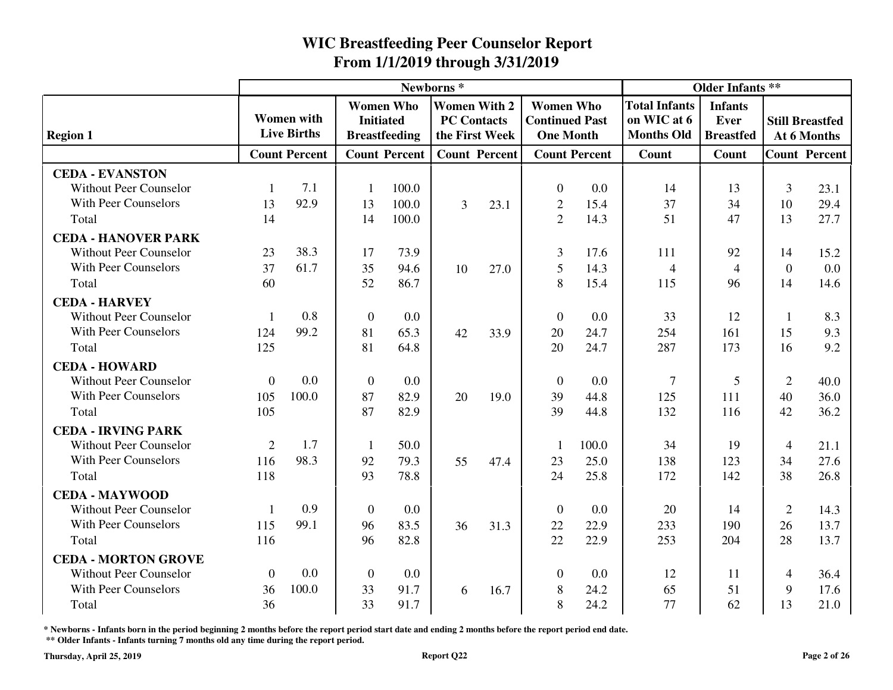# WIC Breastfeeding Peer Counselor Report
## From 1/1/2019 through 3/31/2019

| Region 1 | Newborns * | | | | | | | | Older Infants ** | | | |
|---|---|---|---|---|---|---|---|---|---|---|---|---|
| | Women with Live Births | | Women Who Initiated Breastfeeding | | Women With 2 PC Contacts the First Week | | Women Who Continued Past One Month | | Total Infants on WIC at 6 Months Old | Infants Ever Breastfed | Still Breastfed At 6 Months | |
| | Count | Percent | Count | Percent | Count | Percent | Count | Percent | Count | Count | Count | Percent |
| **CEDA - EVANSTON** | | | | | | | | | | | | |
| Without Peer Counselor | 1 | 7.1 | 1 | 100.0 | | | 0 | 0.0 | 14 | 13 | 3 | 23.1 |
| With Peer Counselors | 13 | 92.9 | 13 | 100.0 | 3 | 23.1 | 2 | 15.4 | 37 | 34 | 10 | 29.4 |
| Total | 14 | | 14 | 100.0 | | | 2 | 14.3 | 51 | 47 | 13 | 27.7 |
| **CEDA - HANOVER PARK** | | | | | | | | | | | | |
| Without Peer Counselor | 23 | 38.3 | 17 | 73.9 | | | 3 | 17.6 | 111 | 92 | 14 | 15.2 |
| With Peer Counselors | 37 | 61.7 | 35 | 94.6 | 10 | 27.0 | 5 | 14.3 | 4 | 4 | 0 | 0.0 |
| Total | 60 | | 52 | 86.7 | | | 8 | 15.4 | 115 | 96 | 14 | 14.6 |
| **CEDA - HARVEY** | | | | | | | | | | | | |
| Without Peer Counselor | 1 | 0.8 | 0 | 0.0 | | | 0 | 0.0 | 33 | 12 | 1 | 8.3 |
| With Peer Counselors | 124 | 99.2 | 81 | 65.3 | 42 | 33.9 | 20 | 24.7 | 254 | 161 | 15 | 9.3 |
| Total | 125 | | 81 | 64.8 | | | 20 | 24.7 | 287 | 173 | 16 | 9.2 |
| **CEDA - HOWARD** | | | | | | | | | | | | |
| Without Peer Counselor | 0 | 0.0 | 0 | 0.0 | | | 0 | 0.0 | 7 | 5 | 2 | 40.0 |
| With Peer Counselors | 105 | 100.0 | 87 | 82.9 | 20 | 19.0 | 39 | 44.8 | 125 | 111 | 40 | 36.0 |
| Total | 105 | | 87 | 82.9 | | | 39 | 44.8 | 132 | 116 | 42 | 36.2 |
| **CEDA - IRVING PARK** | | | | | | | | | | | | |
| Without Peer Counselor | 2 | 1.7 | 1 | 50.0 | | | 1 | 100.0 | 34 | 19 | 4 | 21.1 |
| With Peer Counselors | 116 | 98.3 | 92 | 79.3 | 55 | 47.4 | 23 | 25.0 | 138 | 123 | 34 | 27.6 |
| Total | 118 | | 93 | 78.8 | | | 24 | 25.8 | 172 | 142 | 38 | 26.8 |
| **CEDA - MAYWOOD** | | | | | | | | | | | | |
| Without Peer Counselor | 1 | 0.9 | 0 | 0.0 | | | 0 | 0.0 | 20 | 14 | 2 | 14.3 |
| With Peer Counselors | 115 | 99.1 | 96 | 83.5 | 36 | 31.3 | 22 | 22.9 | 233 | 190 | 26 | 13.7 |
| Total | 116 | | 96 | 82.8 | | | 22 | 22.9 | 253 | 204 | 28 | 13.7 |
| **CEDA - MORTON GROVE** | | | | | | | | | | | | |
| Without Peer Counselor | 0 | 0.0 | 0 | 0.0 | | | 0 | 0.0 | 12 | 11 | 4 | 36.4 |
| With Peer Counselors | 36 | 100.0 | 33 | 91.7 | 6 | 16.7 | 8 | 24.2 | 65 | 51 | 9 | 17.6 |
| Total | 36 | | 33 | 91.7 | | | 8 | 24.2 | 77 | 62 | 13 | 21.0 |

**\* Newborns - Infants born in the period beginning 2 months before the report period start date and ending 2 months before the report period end date.**

**\*\* Older Infants - Infants turning 7 months old any time during the report period.**

**Thursday, April 25, 2019** **Report Q22**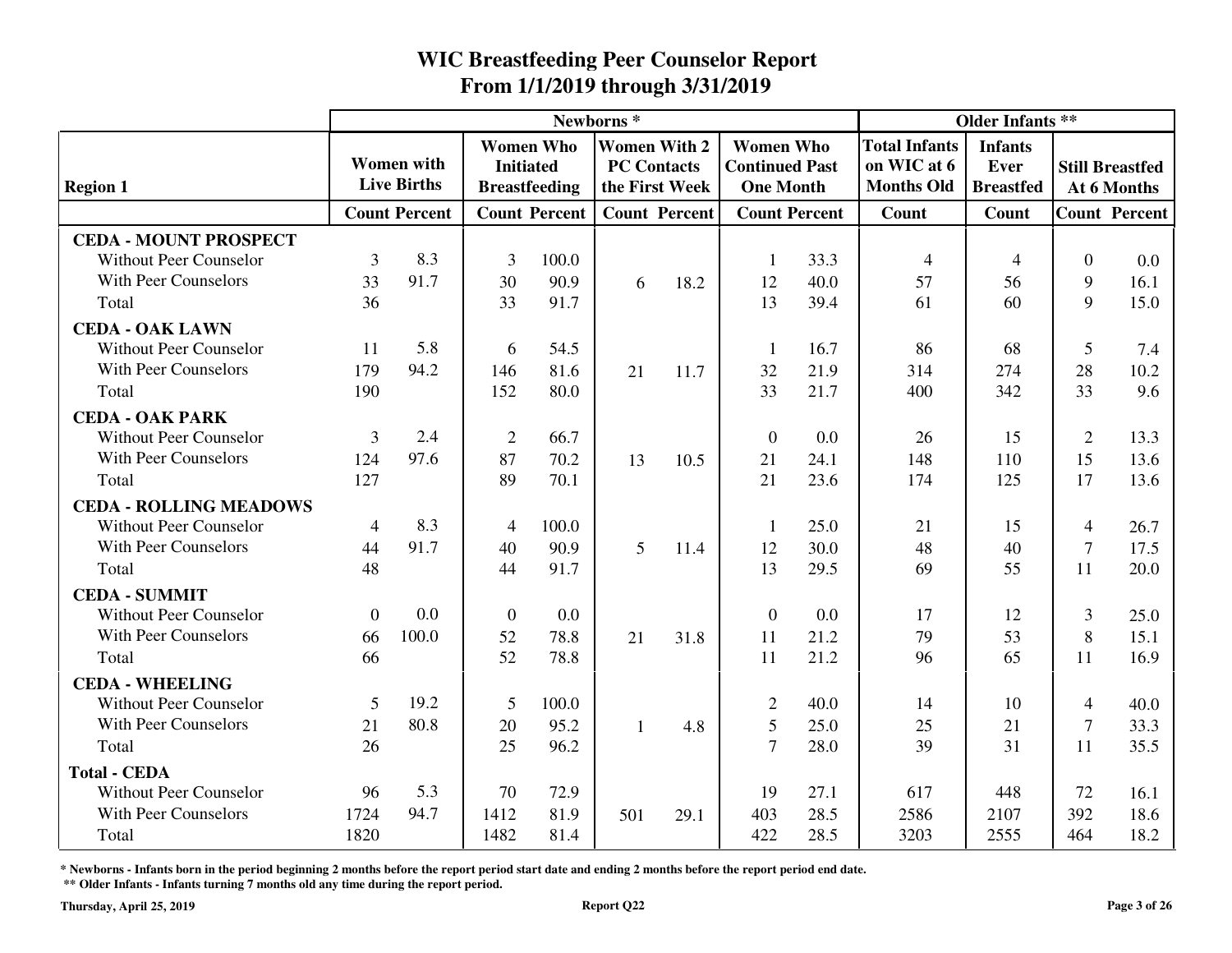# WIC Breastfeeding Peer Counselor Report
## From 1/1/2019 through 3/31/2019

| Region 1 | Newborns * | | | | | | | | Older Infants ** | | | |
|---|---|---|---|---|---|---|---|---|---|---|---|---|
| | Women with Live Births | | Women Who Initiated Breastfeeding | | Women With 2 PC Contacts the First Week | | Women Who Continued Past One Month | | Total Infants on WIC at 6 Months Old | Infants Ever Breastfed | Still Breastfed At 6 Months | |
| | Count | Percent | Count | Percent | Count | Percent | Count | Percent | Count | Count | Count | Percent |
| **CEDA - MOUNT PROSPECT** | | | | | | | | | | | | |
| Without Peer Counselor | 3 | 8.3 | 3 | 100.0 | | | 1 | 33.3 | 4 | 4 | 0 | 0.0 |
| With Peer Counselors | 33 | 91.7 | 30 | 90.9 | 6 | 18.2 | 12 | 40.0 | 57 | 56 | 9 | 16.1 |
| Total | 36 | | 33 | 91.7 | | | 13 | 39.4 | 61 | 60 | 9 | 15.0 |
| **CEDA - OAK LAWN** | | | | | | | | | | | | |
| Without Peer Counselor | 11 | 5.8 | 6 | 54.5 | | | 1 | 16.7 | 86 | 68 | 5 | 7.4 |
| With Peer Counselors | 179 | 94.2 | 146 | 81.6 | 21 | 11.7 | 32 | 21.9 | 314 | 274 | 28 | 10.2 |
| Total | 190 | | 152 | 80.0 | | | 33 | 21.7 | 400 | 342 | 33 | 9.6 |
| **CEDA - OAK PARK** | | | | | | | | | | | | |
| Without Peer Counselor | 3 | 2.4 | 2 | 66.7 | | | 0 | 0.0 | 26 | 15 | 2 | 13.3 |
| With Peer Counselors | 124 | 97.6 | 87 | 70.2 | 13 | 10.5 | 21 | 24.1 | 148 | 110 | 15 | 13.6 |
| Total | 127 | | 89 | 70.1 | | | 21 | 23.6 | 174 | 125 | 17 | 13.6 |
| **CEDA - ROLLING MEADOWS** | | | | | | | | | | | | |
| Without Peer Counselor | 4 | 8.3 | 4 | 100.0 | | | 1 | 25.0 | 21 | 15 | 4 | 26.7 |
| With Peer Counselors | 44 | 91.7 | 40 | 90.9 | 5 | 11.4 | 12 | 30.0 | 48 | 40 | 7 | 17.5 |
| Total | 48 | | 44 | 91.7 | | | 13 | 29.5 | 69 | 55 | 11 | 20.0 |
| **CEDA - SUMMIT** | | | | | | | | | | | | |
| Without Peer Counselor | 0 | 0.0 | 0 | 0.0 | | | 0 | 0.0 | 17 | 12 | 3 | 25.0 |
| With Peer Counselors | 66 | 100.0 | 52 | 78.8 | 21 | 31.8 | 11 | 21.2 | 79 | 53 | 8 | 15.1 |
| Total | 66 | | 52 | 78.8 | | | 11 | 21.2 | 96 | 65 | 11 | 16.9 |
| **CEDA - WHEELING** | | | | | | | | | | | | |
| Without Peer Counselor | 5 | 19.2 | 5 | 100.0 | | | 2 | 40.0 | 14 | 10 | 4 | 40.0 |
| With Peer Counselors | 21 | 80.8 | 20 | 95.2 | 1 | 4.8 | 5 | 25.0 | 25 | 21 | 7 | 33.3 |
| Total | 26 | | 25 | 96.2 | | | 7 | 28.0 | 39 | 31 | 11 | 35.5 |
| **Total - CEDA** | | | | | | | | | | | | |
| Without Peer Counselor | 96 | 5.3 | 70 | 72.9 | | | 19 | 27.1 | 617 | 448 | 72 | 16.1 |
| With Peer Counselors | 1724 | 94.7 | 1412 | 81.9 | 501 | 29.1 | 403 | 28.5 | 2586 | 2107 | 392 | 18.6 |
| Total | 1820 | | 1482 | 81.4 | | | 422 | 28.5 | 3203 | 2555 | 464 | 18.2 |

**\* Newborns - Infants born in the period beginning 2 months before the report period start date and ending 2 months before the report period end date.**

**\*\* Older Infants - Infants turning 7 months old any time during the report period.**

**Thursday, April 25, 2019** **Report Q22**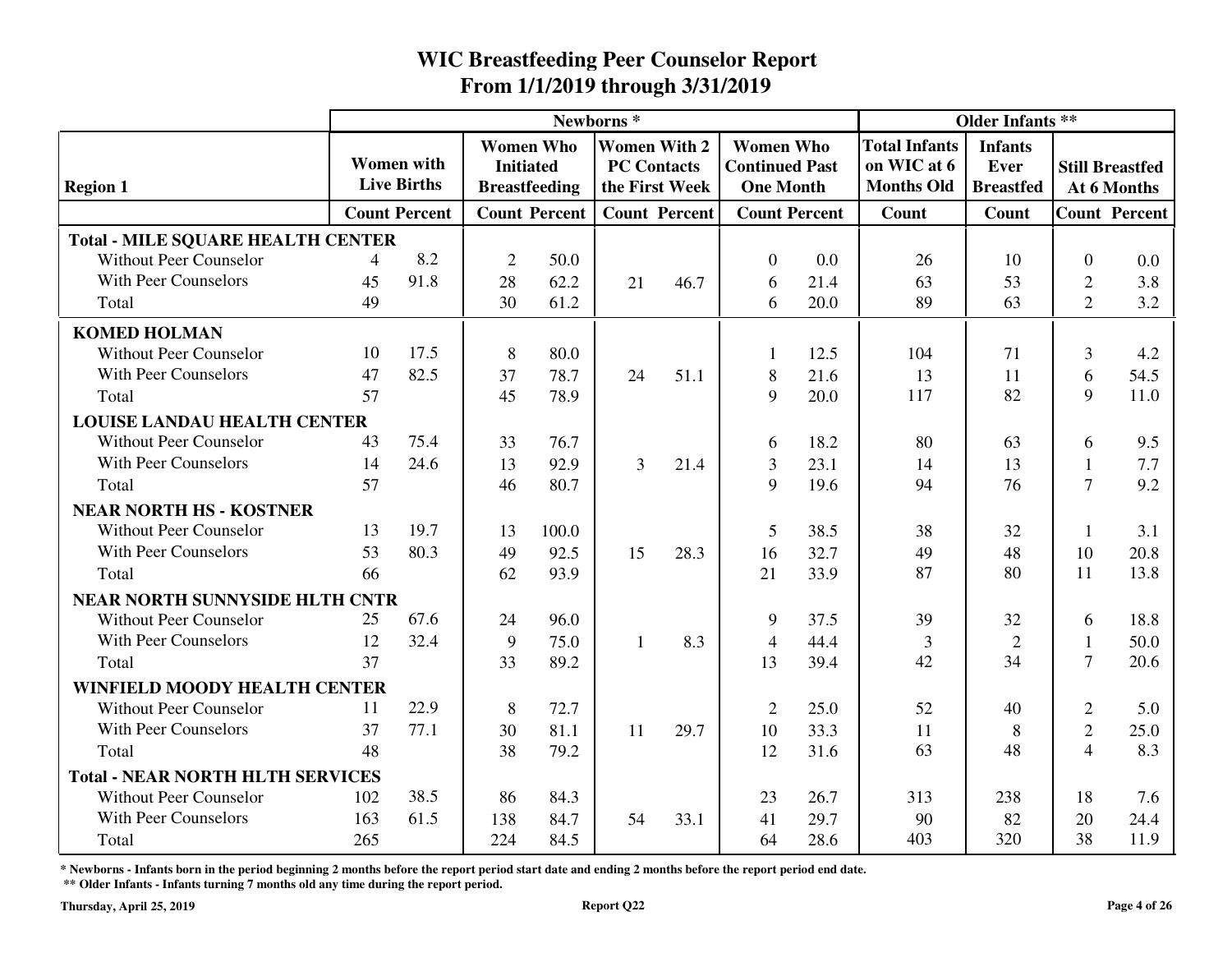# WIC Breastfeeding Peer Counselor Report
## From 1/1/2019 through 3/31/2019

| Region 1 | Newborns * | | | | | | | | Older Infants ** | | | |
|---|---|---|---|---|---|---|---|---|---|---|---|---|
| | Women with Live Births | | Women Who Initiated Breastfeeding | | Women With 2 PC Contacts the First Week | | Women Who Continued Past One Month | | Total Infants on WIC at 6 Months Old | Infants Ever Breastfed | Still Breastfed At 6 Months | |
| | Count | Percent | Count | Percent | Count | Percent | Count | Percent | Count | Count | Count | Percent |
| **Total - MILE SQUARE HEALTH CENTER** | | | | | | | | | | | | |
| Without Peer Counselor | 4 | 8.2 | 2 | 50.0 | | | 0 | 0.0 | 26 | 10 | 0 | 0.0 |
| With Peer Counselors | 45 | 91.8 | 28 | 62.2 | 21 | 46.7 | 6 | 21.4 | 63 | 53 | 2 | 3.8 |
| Total | 49 | | 30 | 61.2 | | | 6 | 20.0 | 89 | 63 | 2 | 3.2 |
| **KOMED HOLMAN** | | | | | | | | | | | | |
| Without Peer Counselor | 10 | 17.5 | 8 | 80.0 | | | 1 | 12.5 | 104 | 71 | 3 | 4.2 |
| With Peer Counselors | 47 | 82.5 | 37 | 78.7 | 24 | 51.1 | 8 | 21.6 | 13 | 11 | 6 | 54.5 |
| Total | 57 | | 45 | 78.9 | | | 9 | 20.0 | 117 | 82 | 9 | 11.0 |
| **LOUISE LANDAU HEALTH CENTER** | | | | | | | | | | | | |
| Without Peer Counselor | 43 | 75.4 | 33 | 76.7 | | | 6 | 18.2 | 80 | 63 | 6 | 9.5 |
| With Peer Counselors | 14 | 24.6 | 13 | 92.9 | 3 | 21.4 | 3 | 23.1 | 14 | 13 | 1 | 7.7 |
| Total | 57 | | 46 | 80.7 | | | 9 | 19.6 | 94 | 76 | 7 | 9.2 |
| **NEAR NORTH HS - KOSTNER** | | | | | | | | | | | | |
| Without Peer Counselor | 13 | 19.7 | 13 | 100.0 | | | 5 | 38.5 | 38 | 32 | 1 | 3.1 |
| With Peer Counselors | 53 | 80.3 | 49 | 92.5 | 15 | 28.3 | 16 | 32.7 | 49 | 48 | 10 | 20.8 |
| Total | 66 | | 62 | 93.9 | | | 21 | 33.9 | 87 | 80 | 11 | 13.8 |
| **NEAR NORTH SUNNYSIDE HLTH CNTR** | | | | | | | | | | | | |
| Without Peer Counselor | 25 | 67.6 | 24 | 96.0 | | | 9 | 37.5 | 39 | 32 | 6 | 18.8 |
| With Peer Counselors | 12 | 32.4 | 9 | 75.0 | 1 | 8.3 | 4 | 44.4 | 3 | 2 | 1 | 50.0 |
| Total | 37 | | 33 | 89.2 | | | 13 | 39.4 | 42 | 34 | 7 | 20.6 |
| **WINFIELD MOODY HEALTH CENTER** | | | | | | | | | | | | |
| Without Peer Counselor | 11 | 22.9 | 8 | 72.7 | | | 2 | 25.0 | 52 | 40 | 2 | 5.0 |
| With Peer Counselors | 37 | 77.1 | 30 | 81.1 | 11 | 29.7 | 10 | 33.3 | 11 | 8 | 2 | 25.0 |
| Total | 48 | | 38 | 79.2 | | | 12 | 31.6 | 63 | 48 | 4 | 8.3 |
| **Total - NEAR NORTH HLTH SERVICES** | | | | | | | | | | | | |
| Without Peer Counselor | 102 | 38.5 | 86 | 84.3 | | | 23 | 26.7 | 313 | 238 | 18 | 7.6 |
| With Peer Counselors | 163 | 61.5 | 138 | 84.7 | 54 | 33.1 | 41 | 29.7 | 90 | 82 | 20 | 24.4 |
| Total | 265 | | 224 | 84.5 | | | 64 | 28.6 | 403 | 320 | 38 | 11.9 |

\* Newborns - Infants born in the period beginning 2 months before the report period start date and ending 2 months before the report period end date.

\*\* Older Infants - Infants turning 7 months old any time during the report period.

Thursday, April 25, 2019 | Report Q22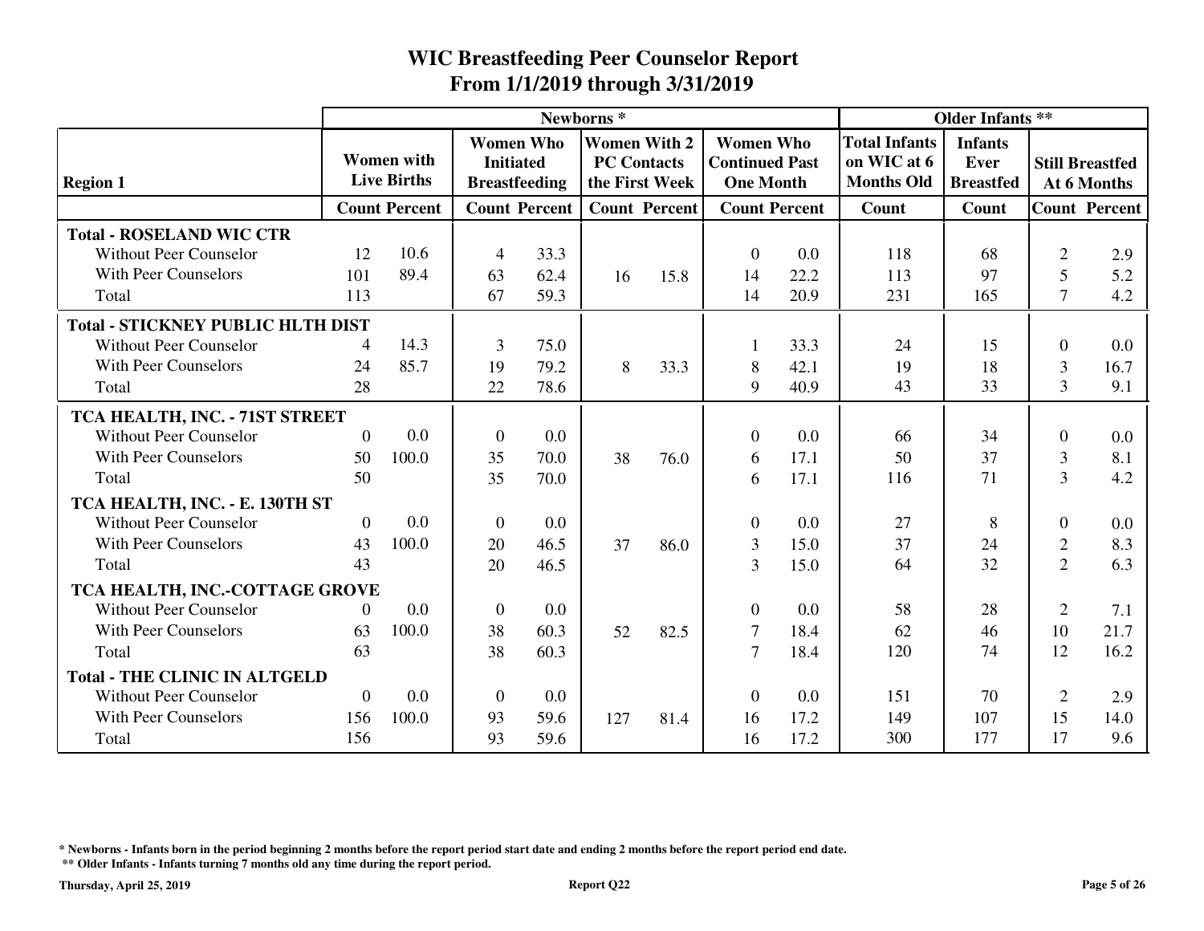# WIC Breastfeeding Peer Counselor Report

## From 1/1/2019 through 3/31/2019

| Region 1 | Newborns * | | | | | | | | Older Infants ** | | | |
|---|---|---|---|---|---|---|---|---|---|---|---|---|
| | Women with Live Births | | Women Who Initiated Breastfeeding | | Women With 2 PC Contacts the First Week | | Women Who Continued Past One Month | | Total Infants on WIC at 6 Months Old | Infants Ever Breastfed | Still Breastfed At 6 Months | |
| | Count | Percent | Count | Percent | Count | Percent | Count | Percent | Count | Count | Count | Percent |
| **Total - ROSELAND WIC CTR** | | | | | | | | | | | | |
| Without Peer Counselor | 12 | 10.6 | 4 | 33.3 | | | 0 | 0.0 | 118 | 68 | 2 | 2.9 |
| With Peer Counselors | 101 | 89.4 | 63 | 62.4 | 16 | 15.8 | 14 | 22.2 | 113 | 97 | 5 | 5.2 |
| Total | 113 | | 67 | 59.3 | | | 14 | 20.9 | 231 | 165 | 7 | 4.2 |
| **Total - STICKNEY PUBLIC HLTH DIST** | | | | | | | | | | | | |
| Without Peer Counselor | 4 | 14.3 | 3 | 75.0 | | | 1 | 33.3 | 24 | 15 | 0 | 0.0 |
| With Peer Counselors | 24 | 85.7 | 19 | 79.2 | 8 | 33.3 | 8 | 42.1 | 19 | 18 | 3 | 16.7 |
| Total | 28 | | 22 | 78.6 | | | 9 | 40.9 | 43 | 33 | 3 | 9.1 |
| **TCA HEALTH, INC. - 71ST STREET** | | | | | | | | | | | | |
| Without Peer Counselor | 0 | 0.0 | 0 | 0.0 | | | 0 | 0.0 | 66 | 34 | 0 | 0.0 |
| With Peer Counselors | 50 | 100.0 | 35 | 70.0 | 38 | 76.0 | 6 | 17.1 | 50 | 37 | 3 | 8.1 |
| Total | 50 | | 35 | 70.0 | | | 6 | 17.1 | 116 | 71 | 3 | 4.2 |
| **TCA HEALTH, INC. - E. 130TH ST** | | | | | | | | | | | | |
| Without Peer Counselor | 0 | 0.0 | 0 | 0.0 | | | 0 | 0.0 | 27 | 8 | 0 | 0.0 |
| With Peer Counselors | 43 | 100.0 | 20 | 46.5 | 37 | 86.0 | 3 | 15.0 | 37 | 24 | 2 | 8.3 |
| Total | 43 | | 20 | 46.5 | | | 3 | 15.0 | 64 | 32 | 2 | 6.3 |
| **TCA HEALTH, INC.-COTTAGE GROVE** | | | | | | | | | | | | |
| Without Peer Counselor | 0 | 0.0 | 0 | 0.0 | | | 0 | 0.0 | 58 | 28 | 2 | 7.1 |
| With Peer Counselors | 63 | 100.0 | 38 | 60.3 | 52 | 82.5 | 7 | 18.4 | 62 | 46 | 10 | 21.7 |
| Total | 63 | | 38 | 60.3 | | | 7 | 18.4 | 120 | 74 | 12 | 16.2 |
| **Total - THE CLINIC IN ALTGELD** | | | | | | | | | | | | |
| Without Peer Counselor | 0 | 0.0 | 0 | 0.0 | | | 0 | 0.0 | 151 | 70 | 2 | 2.9 |
| With Peer Counselors | 156 | 100.0 | 93 | 59.6 | 127 | 81.4 | 16 | 17.2 | 149 | 107 | 15 | 14.0 |
| Total | 156 | | 93 | 59.6 | | | 16 | 17.2 | 300 | 177 | 17 | 9.6 |

\* Newborns - Infants born in the period beginning 2 months before the report period start date and ending 2 months before the report period end date.

\*\* Older Infants - Infants turning 7 months old any time during the report period.

Thursday, April 25, 2019

Report Q22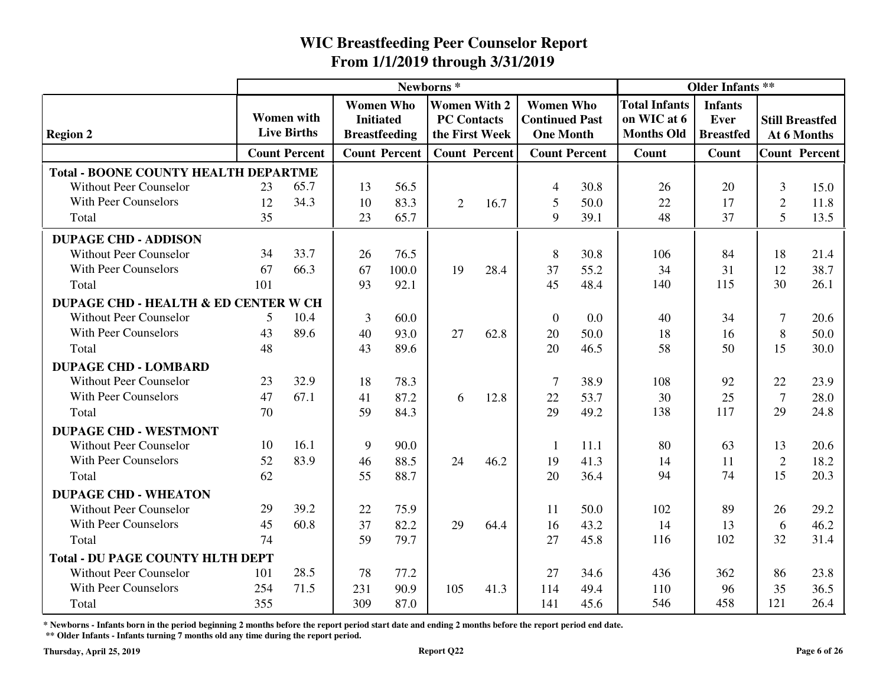# WIC Breastfeeding Peer Counselor Report
## From 1/1/2019 through 3/31/2019

| Region 2 | Newborns * | | | | | | | | Older Infants ** | | | |
|---|---|---|---|---|---|---|---|---|---|---|---|---|
| | Women with Live Births | | Women Who Initiated Breastfeeding | | Women With 2 PC Contacts the First Week | | Women Who Continued Past One Month | | Total Infants on WIC at 6 Months Old | Infants Ever Breastfed | Still Breastfed At 6 Months | |
| | Count | Percent | Count | Percent | Count | Percent | Count | Percent | Count | Count | Count | Percent |
| **Total - BOONE COUNTY HEALTH DEPARTME** | | | | | | | | | | | | |
| Without Peer Counselor | 23 | 65.7 | 13 | 56.5 | | | 4 | 30.8 | 26 | 20 | 3 | 15.0 |
| With Peer Counselors | 12 | 34.3 | 10 | 83.3 | 2 | 16.7 | 5 | 50.0 | 22 | 17 | 2 | 11.8 |
| Total | 35 | | 23 | 65.7 | | | 9 | 39.1 | 48 | 37 | 5 | 13.5 |
| **DUPAGE CHD - ADDISON** | | | | | | | | | | | | |
| Without Peer Counselor | 34 | 33.7 | 26 | 76.5 | | | 8 | 30.8 | 106 | 84 | 18 | 21.4 |
| With Peer Counselors | 67 | 66.3 | 67 | 100.0 | 19 | 28.4 | 37 | 55.2 | 34 | 31 | 12 | 38.7 |
| Total | 101 | | 93 | 92.1 | | | 45 | 48.4 | 140 | 115 | 30 | 26.1 |
| **DUPAGE CHD - HEALTH & ED CENTER W CH** | | | | | | | | | | | | |
| Without Peer Counselor | 5 | 10.4 | 3 | 60.0 | | | 0 | 0.0 | 40 | 34 | 7 | 20.6 |
| With Peer Counselors | 43 | 89.6 | 40 | 93.0 | 27 | 62.8 | 20 | 50.0 | 18 | 16 | 8 | 50.0 |
| Total | 48 | | 43 | 89.6 | | | 20 | 46.5 | 58 | 50 | 15 | 30.0 |
| **DUPAGE CHD - LOMBARD** | | | | | | | | | | | | |
| Without Peer Counselor | 23 | 32.9 | 18 | 78.3 | | | 7 | 38.9 | 108 | 92 | 22 | 23.9 |
| With Peer Counselors | 47 | 67.1 | 41 | 87.2 | 6 | 12.8 | 22 | 53.7 | 30 | 25 | 7 | 28.0 |
| Total | 70 | | 59 | 84.3 | | | 29 | 49.2 | 138 | 117 | 29 | 24.8 |
| **DUPAGE CHD - WESTMONT** | | | | | | | | | | | | |
| Without Peer Counselor | 10 | 16.1 | 9 | 90.0 | | | 1 | 11.1 | 80 | 63 | 13 | 20.6 |
| With Peer Counselors | 52 | 83.9 | 46 | 88.5 | 24 | 46.2 | 19 | 41.3 | 14 | 11 | 2 | 18.2 |
| Total | 62 | | 55 | 88.7 | | | 20 | 36.4 | 94 | 74 | 15 | 20.3 |
| **DUPAGE CHD - WHEATON** | | | | | | | | | | | | |
| Without Peer Counselor | 29 | 39.2 | 22 | 75.9 | | | 11 | 50.0 | 102 | 89 | 26 | 29.2 |
| With Peer Counselors | 45 | 60.8 | 37 | 82.2 | 29 | 64.4 | 16 | 43.2 | 14 | 13 | 6 | 46.2 |
| Total | 74 | | 59 | 79.7 | | | 27 | 45.8 | 116 | 102 | 32 | 31.4 |
| **Total - DU PAGE COUNTY HLTH DEPT** | | | | | | | | | | | | |
| Without Peer Counselor | 101 | 28.5 | 78 | 77.2 | | | 27 | 34.6 | 436 | 362 | 86 | 23.8 |
| With Peer Counselors | 254 | 71.5 | 231 | 90.9 | 105 | 41.3 | 114 | 49.4 | 110 | 96 | 35 | 36.5 |
| Total | 355 | | 309 | 87.0 | | | 141 | 45.6 | 546 | 458 | 121 | 26.4 |

**\* Newborns - Infants born in the period beginning 2 months before the report period start date and ending 2 months before the report period end date.**

**\*\* Older Infants - Infants turning 7 months old any time during the report period.**

**Thursday, April 25, 2019** **Report Q22**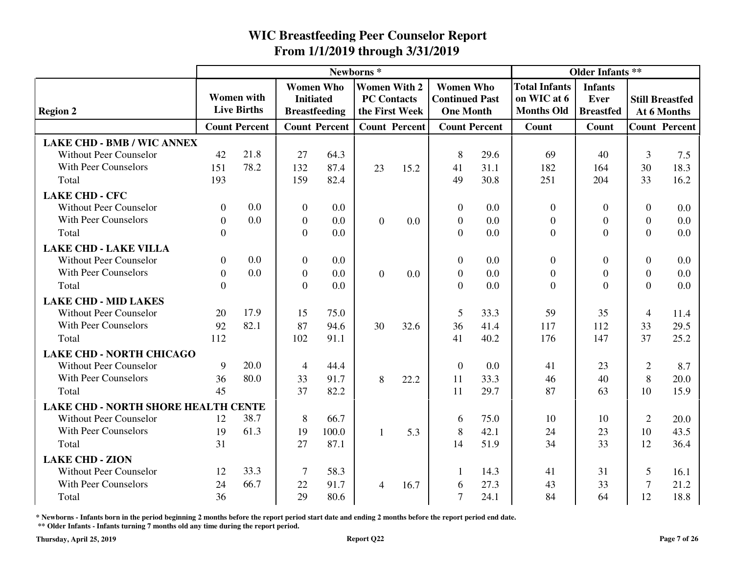# WIC Breastfeeding Peer Counselor Report
## From 1/1/2019 through 3/31/2019

| Region 2 | Newborns * | | | | | | | | Older Infants ** | | | |
|---|---|---|---|---|---|---|---|---|---|---|---|---|
| | Women with Live Births | | Women Who Initiated Breastfeeding | | Women With 2 PC Contacts the First Week | | Women Who Continued Past One Month | | Total Infants on WIC at 6 Months Old | Infants Ever Breastfed | Still Breastfed At 6 Months | |
| | Count | Percent | Count | Percent | Count | Percent | Count | Percent | Count | Count | Count | Percent |
| **LAKE CHD - BMB / WIC ANNEX** | | | | | | | | | | | | |
| Without Peer Counselor | 42 | 21.8 | 27 | 64.3 | | | 8 | 29.6 | 69 | 40 | 3 | 7.5 |
| With Peer Counselors | 151 | 78.2 | 132 | 87.4 | 23 | 15.2 | 41 | 31.1 | 182 | 164 | 30 | 18.3 |
| Total | 193 | | 159 | 82.4 | | | 49 | 30.8 | 251 | 204 | 33 | 16.2 |
| **LAKE CHD - CFC** | | | | | | | | | | | | |
| Without Peer Counselor | 0 | 0.0 | 0 | 0.0 | | | 0 | 0.0 | 0 | 0 | 0 | 0.0 |
| With Peer Counselors | 0 | 0.0 | 0 | 0.0 | 0 | 0.0 | 0 | 0.0 | 0 | 0 | 0 | 0.0 |
| Total | 0 | | 0 | 0.0 | | | 0 | 0.0 | 0 | 0 | 0 | 0.0 |
| **LAKE CHD - LAKE VILLA** | | | | | | | | | | | | |
| Without Peer Counselor | 0 | 0.0 | 0 | 0.0 | | | 0 | 0.0 | 0 | 0 | 0 | 0.0 |
| With Peer Counselors | 0 | 0.0 | 0 | 0.0 | 0 | 0.0 | 0 | 0.0 | 0 | 0 | 0 | 0.0 |
| Total | 0 | | 0 | 0.0 | | | 0 | 0.0 | 0 | 0 | 0 | 0.0 |
| **LAKE CHD - MID LAKES** | | | | | | | | | | | | |
| Without Peer Counselor | 20 | 17.9 | 15 | 75.0 | | | 5 | 33.3 | 59 | 35 | 4 | 11.4 |
| With Peer Counselors | 92 | 82.1 | 87 | 94.6 | 30 | 32.6 | 36 | 41.4 | 117 | 112 | 33 | 29.5 |
| Total | 112 | | 102 | 91.1 | | | 41 | 40.2 | 176 | 147 | 37 | 25.2 |
| **LAKE CHD - NORTH CHICAGO** | | | | | | | | | | | | |
| Without Peer Counselor | 9 | 20.0 | 4 | 44.4 | | | 0 | 0.0 | 41 | 23 | 2 | 8.7 |
| With Peer Counselors | 36 | 80.0 | 33 | 91.7 | 8 | 22.2 | 11 | 33.3 | 46 | 40 | 8 | 20.0 |
| Total | 45 | | 37 | 82.2 | | | 11 | 29.7 | 87 | 63 | 10 | 15.9 |
| **LAKE CHD - NORTH SHORE HEALTH CENTE** | | | | | | | | | | | | |
| Without Peer Counselor | 12 | 38.7 | 8 | 66.7 | | | 6 | 75.0 | 10 | 10 | 2 | 20.0 |
| With Peer Counselors | 19 | 61.3 | 19 | 100.0 | 1 | 5.3 | 8 | 42.1 | 24 | 23 | 10 | 43.5 |
| Total | 31 | | 27 | 87.1 | | | 14 | 51.9 | 34 | 33 | 12 | 36.4 |
| **LAKE CHD - ZION** | | | | | | | | | | | | |
| Without Peer Counselor | 12 | 33.3 | 7 | 58.3 | | | 1 | 14.3 | 41 | 31 | 5 | 16.1 |
| With Peer Counselors | 24 | 66.7 | 22 | 91.7 | 4 | 16.7 | 6 | 27.3 | 43 | 33 | 7 | 21.2 |
| Total | 36 | | 29 | 80.6 | | | 7 | 24.1 | 84 | 64 | 12 | 18.8 |

\* Newborns - Infants born in the period beginning 2 months before the report period start date and ending 2 months before the report period end date.

\*\* Older Infants - Infants turning 7 months old any time during the report period.

Thursday, April 25, 2019 — Report Q22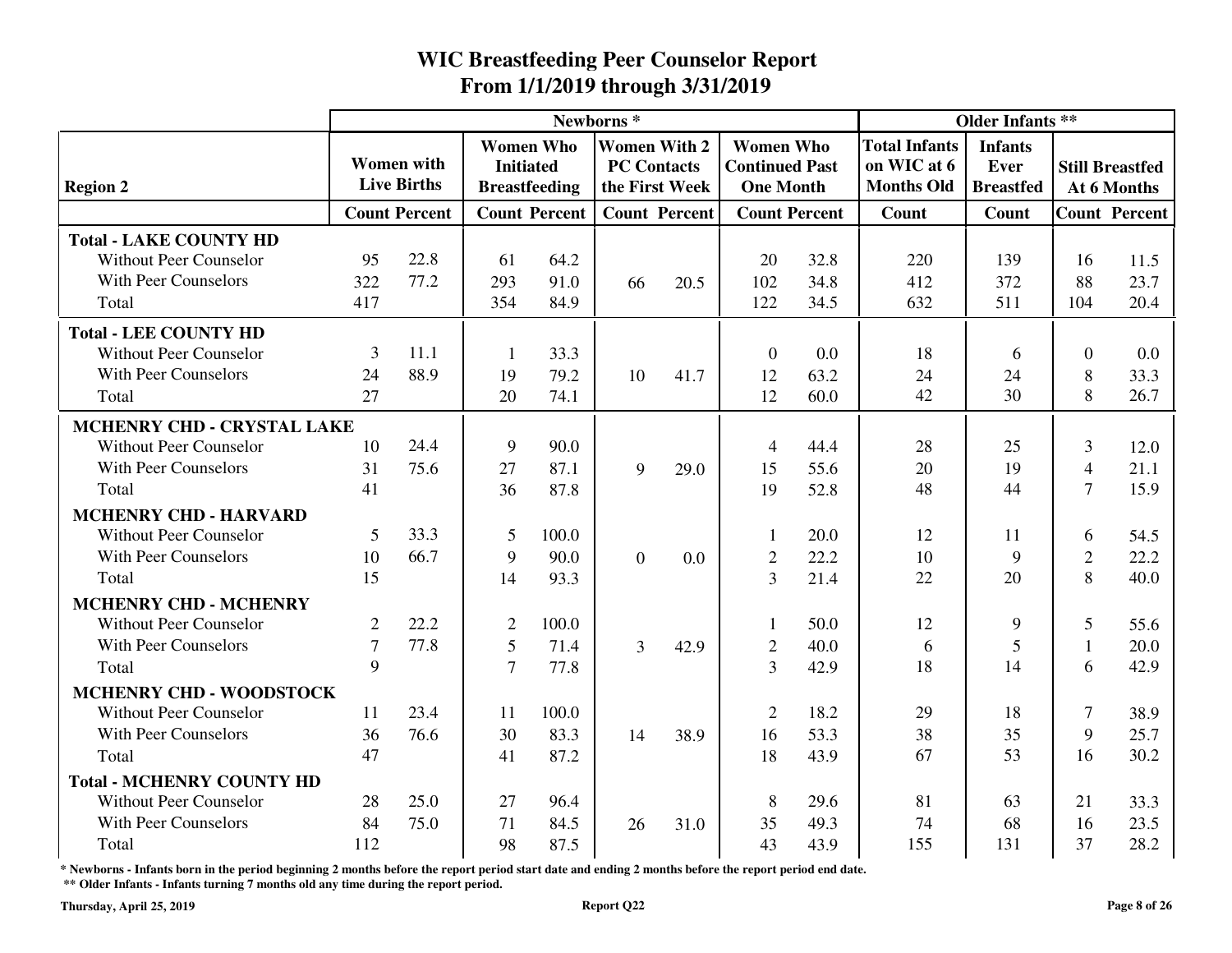# WIC Breastfeeding Peer Counselor Report
## From 1/1/2019 through 3/31/2019

| | Newborns * | | | | | | | | Older Infants ** | | | |
|---|---|---|---|---|---|---|---|---|---|---|---|---|
| **Region 2** | **Women with Live Births** | | **Women Who Initiated Breastfeeding** | | **Women With 2 PC Contacts the First Week** | | **Women Who Continued Past One Month** | | **Total Infants on WIC at 6 Months Old** | **Infants Ever Breastfed** | **Still Breastfed At 6 Months** | |
| | **Count** | **Percent** | **Count** | **Percent** | **Count** | **Percent** | **Count** | **Percent** | **Count** | **Count** | **Count** | **Percent** |
| **Total - LAKE COUNTY HD** | | | | | | | | | | | | |
| Without Peer Counselor | 95 | 22.8 | 61 | 64.2 | | | 20 | 32.8 | 220 | 139 | 16 | 11.5 |
| With Peer Counselors | 322 | 77.2 | 293 | 91.0 | 66 | 20.5 | 102 | 34.8 | 412 | 372 | 88 | 23.7 |
| Total | 417 | | 354 | 84.9 | | | 122 | 34.5 | 632 | 511 | 104 | 20.4 |
| **Total - LEE COUNTY HD** | | | | | | | | | | | | |
| Without Peer Counselor | 3 | 11.1 | 1 | 33.3 | | | 0 | 0.0 | 18 | 6 | 0 | 0.0 |
| With Peer Counselors | 24 | 88.9 | 19 | 79.2 | 10 | 41.7 | 12 | 63.2 | 24 | 24 | 8 | 33.3 |
| Total | 27 | | 20 | 74.1 | | | 12 | 60.0 | 42 | 30 | 8 | 26.7 |
| **MCHENRY CHD - CRYSTAL LAKE** | | | | | | | | | | | | |
| Without Peer Counselor | 10 | 24.4 | 9 | 90.0 | | | 4 | 44.4 | 28 | 25 | 3 | 12.0 |
| With Peer Counselors | 31 | 75.6 | 27 | 87.1 | 9 | 29.0 | 15 | 55.6 | 20 | 19 | 4 | 21.1 |
| Total | 41 | | 36 | 87.8 | | | 19 | 52.8 | 48 | 44 | 7 | 15.9 |
| **MCHENRY CHD - HARVARD** | | | | | | | | | | | | |
| Without Peer Counselor | 5 | 33.3 | 5 | 100.0 | | | 1 | 20.0 | 12 | 11 | 6 | 54.5 |
| With Peer Counselors | 10 | 66.7 | 9 | 90.0 | 0 | 0.0 | 2 | 22.2 | 10 | 9 | 2 | 22.2 |
| Total | 15 | | 14 | 93.3 | | | 3 | 21.4 | 22 | 20 | 8 | 40.0 |
| **MCHENRY CHD - MCHENRY** | | | | | | | | | | | | |
| Without Peer Counselor | 2 | 22.2 | 2 | 100.0 | | | 1 | 50.0 | 12 | 9 | 5 | 55.6 |
| With Peer Counselors | 7 | 77.8 | 5 | 71.4 | 3 | 42.9 | 2 | 40.0 | 6 | 5 | 1 | 20.0 |
| Total | 9 | | 7 | 77.8 | | | 3 | 42.9 | 18 | 14 | 6 | 42.9 |
| **MCHENRY CHD - WOODSTOCK** | | | | | | | | | | | | |
| Without Peer Counselor | 11 | 23.4 | 11 | 100.0 | | | 2 | 18.2 | 29 | 18 | 7 | 38.9 |
| With Peer Counselors | 36 | 76.6 | 30 | 83.3 | 14 | 38.9 | 16 | 53.3 | 38 | 35 | 9 | 25.7 |
| Total | 47 | | 41 | 87.2 | | | 18 | 43.9 | 67 | 53 | 16 | 30.2 |
| **Total - MCHENRY COUNTY HD** | | | | | | | | | | | | |
| Without Peer Counselor | 28 | 25.0 | 27 | 96.4 | | | 8 | 29.6 | 81 | 63 | 21 | 33.3 |
| With Peer Counselors | 84 | 75.0 | 71 | 84.5 | 26 | 31.0 | 35 | 49.3 | 74 | 68 | 16 | 23.5 |
| Total | 112 | | 98 | 87.5 | | | 43 | 43.9 | 155 | 131 | 37 | 28.2 |

**\* Newborns - Infants born in the period beginning 2 months before the report period start date and ending 2 months before the report period end date.**

**\*\* Older Infants - Infants turning 7 months old any time during the report period.**

**Thursday, April 25, 2019** **Report Q22**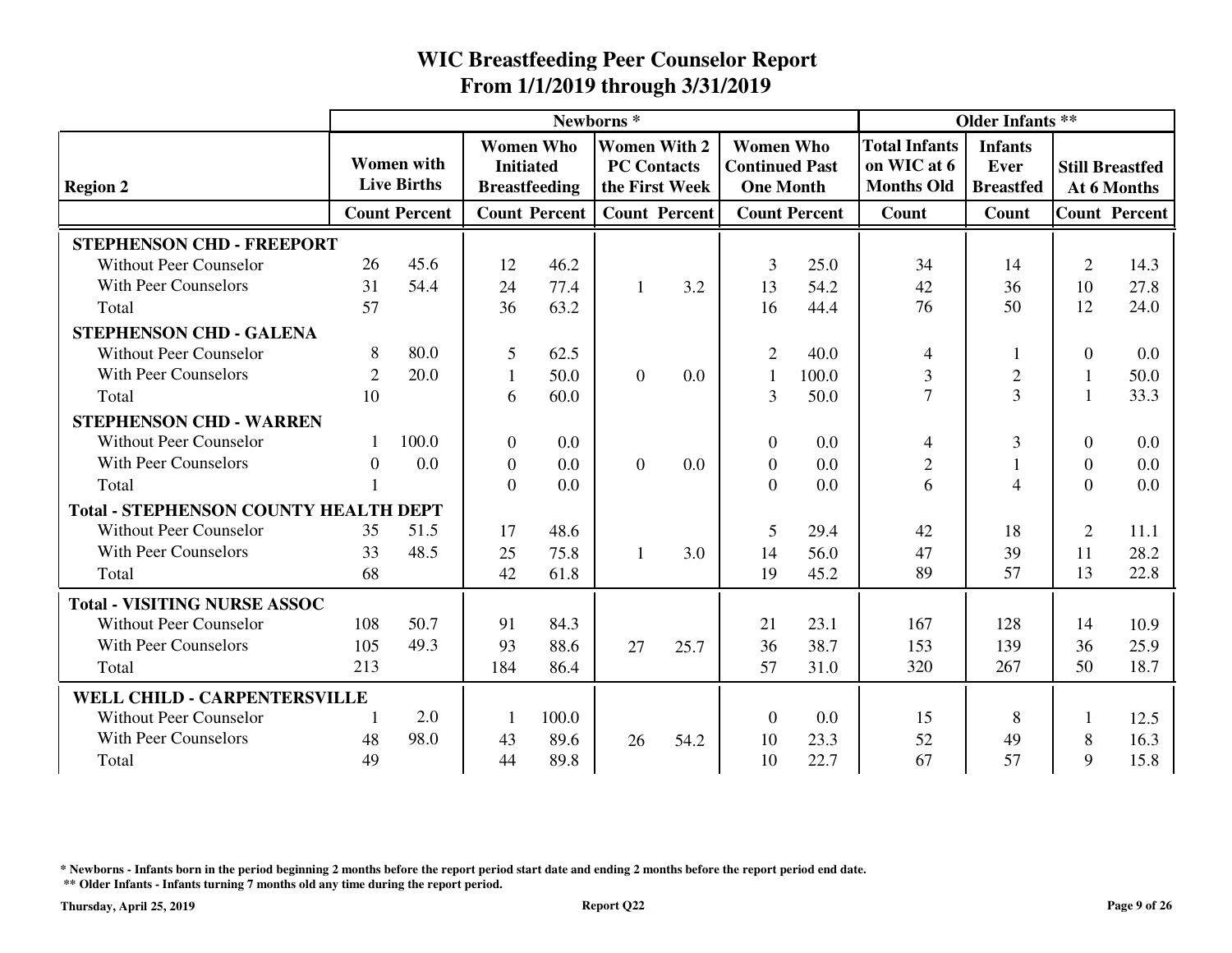# WIC Breastfeeding Peer Counselor Report
## From 1/1/2019 through 3/31/2019

| | Newborns * | | | | | | | | Older Infants ** | | | |
|---|---|---|---|---|---|---|---|---|---|---|---|---|
| **Region 2** | **Women with Live Births** | | **Women Who Initiated Breastfeeding** | | **Women With 2 PC Contacts the First Week** | | **Women Who Continued Past One Month** | | **Total Infants on WIC at 6 Months Old** | **Infants Ever Breastfed** | **Still Breastfed At 6 Months** | |
| | **Count** | **Percent** | **Count** | **Percent** | **Count** | **Percent** | **Count** | **Percent** | **Count** | **Count** | **Count** | **Percent** |
| **STEPHENSON CHD - FREEPORT** | | | | | | | | | | | | |
| Without Peer Counselor | 26 | 45.6 | 12 | 46.2 | | | 3 | 25.0 | 34 | 14 | 2 | 14.3 |
| With Peer Counselors | 31 | 54.4 | 24 | 77.4 | 1 | 3.2 | 13 | 54.2 | 42 | 36 | 10 | 27.8 |
| Total | 57 | | 36 | 63.2 | | | 16 | 44.4 | 76 | 50 | 12 | 24.0 |
| **STEPHENSON CHD - GALENA** | | | | | | | | | | | | |
| Without Peer Counselor | 8 | 80.0 | 5 | 62.5 | | | 2 | 40.0 | 4 | 1 | 0 | 0.0 |
| With Peer Counselors | 2 | 20.0 | 1 | 50.0 | 0 | 0.0 | 1 | 100.0 | 3 | 2 | 1 | 50.0 |
| Total | 10 | | 6 | 60.0 | | | 3 | 50.0 | 7 | 3 | 1 | 33.3 |
| **STEPHENSON CHD - WARREN** | | | | | | | | | | | | |
| Without Peer Counselor | 1 | 100.0 | 0 | 0.0 | | | 0 | 0.0 | 4 | 3 | 0 | 0.0 |
| With Peer Counselors | 0 | 0.0 | 0 | 0.0 | 0 | 0.0 | 0 | 0.0 | 2 | 1 | 0 | 0.0 |
| Total | 1 | | 0 | 0.0 | | | 0 | 0.0 | 6 | 4 | 0 | 0.0 |
| **Total - STEPHENSON COUNTY HEALTH DEPT** | | | | | | | | | | | | |
| Without Peer Counselor | 35 | 51.5 | 17 | 48.6 | | | 5 | 29.4 | 42 | 18 | 2 | 11.1 |
| With Peer Counselors | 33 | 48.5 | 25 | 75.8 | 1 | 3.0 | 14 | 56.0 | 47 | 39 | 11 | 28.2 |
| Total | 68 | | 42 | 61.8 | | | 19 | 45.2 | 89 | 57 | 13 | 22.8 |
| **Total - VISITING NURSE ASSOC** | | | | | | | | | | | | |
| Without Peer Counselor | 108 | 50.7 | 91 | 84.3 | | | 21 | 23.1 | 167 | 128 | 14 | 10.9 |
| With Peer Counselors | 105 | 49.3 | 93 | 88.6 | 27 | 25.7 | 36 | 38.7 | 153 | 139 | 36 | 25.9 |
| Total | 213 | | 184 | 86.4 | | | 57 | 31.0 | 320 | 267 | 50 | 18.7 |
| **WELL CHILD - CARPENTERSVILLE** | | | | | | | | | | | | |
| Without Peer Counselor | 1 | 2.0 | 1 | 100.0 | | | 0 | 0.0 | 15 | 8 | 1 | 12.5 |
| With Peer Counselors | 48 | 98.0 | 43 | 89.6 | 26 | 54.2 | 10 | 23.3 | 52 | 49 | 8 | 16.3 |
| Total | 49 | | 44 | 89.8 | | | 10 | 22.7 | 67 | 57 | 9 | 15.8 |

\* Newborns - Infants born in the period beginning 2 months before the report period start date and ending 2 months before the report period end date.

\*\* Older Infants - Infants turning 7 months old any time during the report period.

Thursday, April 25, 2019

Report Q22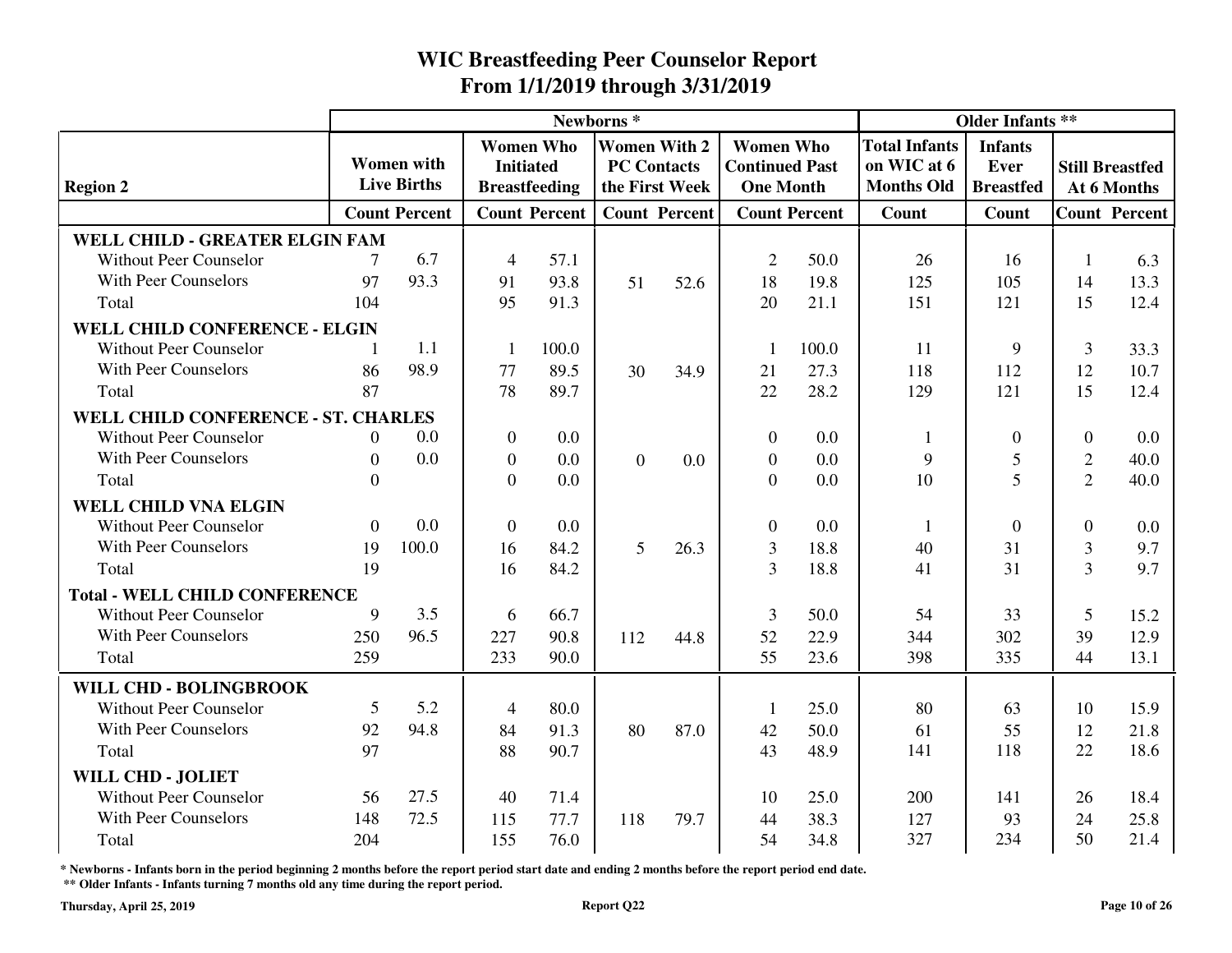# WIC Breastfeeding Peer Counselor Report
## From 1/1/2019 through 3/31/2019

| Region 2 | Newborns * | | | | | | | | Older Infants ** | | | |
|---|---|---|---|---|---|---|---|---|---|---|---|---|
| | Women with Live Births | | Women Who Initiated Breastfeeding | | Women With 2 PC Contacts the First Week | | Women Who Continued Past One Month | | Total Infants on WIC at 6 Months Old | Infants Ever Breastfed | Still Breastfed At 6 Months | |
| | Count | Percent | Count | Percent | Count | Percent | Count | Percent | Count | Count | Count | Percent |
| **WELL CHILD - GREATER ELGIN FAM** | | | | | | | | | | | | |
| Without Peer Counselor | 7 | 6.7 | 4 | 57.1 | | | 2 | 50.0 | 26 | 16 | 1 | 6.3 |
| With Peer Counselors | 97 | 93.3 | 91 | 93.8 | 51 | 52.6 | 18 | 19.8 | 125 | 105 | 14 | 13.3 |
| Total | 104 | | 95 | 91.3 | | | 20 | 21.1 | 151 | 121 | 15 | 12.4 |
| **WELL CHILD CONFERENCE - ELGIN** | | | | | | | | | | | | |
| Without Peer Counselor | 1 | 1.1 | 1 | 100.0 | | | 1 | 100.0 | 11 | 9 | 3 | 33.3 |
| With Peer Counselors | 86 | 98.9 | 77 | 89.5 | 30 | 34.9 | 21 | 27.3 | 118 | 112 | 12 | 10.7 |
| Total | 87 | | 78 | 89.7 | | | 22 | 28.2 | 129 | 121 | 15 | 12.4 |
| **WELL CHILD CONFERENCE - ST. CHARLES** | | | | | | | | | | | | |
| Without Peer Counselor | 0 | 0.0 | 0 | 0.0 | | | 0 | 0.0 | 1 | 0 | 0 | 0.0 |
| With Peer Counselors | 0 | 0.0 | 0 | 0.0 | 0 | 0.0 | 0 | 0.0 | 9 | 5 | 2 | 40.0 |
| Total | 0 | | 0 | 0.0 | | | 0 | 0.0 | 10 | 5 | 2 | 40.0 |
| **WELL CHILD VNA ELGIN** | | | | | | | | | | | | |
| Without Peer Counselor | 0 | 0.0 | 0 | 0.0 | | | 0 | 0.0 | 1 | 0 | 0 | 0.0 |
| With Peer Counselors | 19 | 100.0 | 16 | 84.2 | 5 | 26.3 | 3 | 18.8 | 40 | 31 | 3 | 9.7 |
| Total | 19 | | 16 | 84.2 | | | 3 | 18.8 | 41 | 31 | 3 | 9.7 |
| **Total - WELL CHILD CONFERENCE** | | | | | | | | | | | | |
| Without Peer Counselor | 9 | 3.5 | 6 | 66.7 | | | 3 | 50.0 | 54 | 33 | 5 | 15.2 |
| With Peer Counselors | 250 | 96.5 | 227 | 90.8 | 112 | 44.8 | 52 | 22.9 | 344 | 302 | 39 | 12.9 |
| Total | 259 | | 233 | 90.0 | | | 55 | 23.6 | 398 | 335 | 44 | 13.1 |
| **WILL CHD - BOLINGBROOK** | | | | | | | | | | | | |
| Without Peer Counselor | 5 | 5.2 | 4 | 80.0 | | | 1 | 25.0 | 80 | 63 | 10 | 15.9 |
| With Peer Counselors | 92 | 94.8 | 84 | 91.3 | 80 | 87.0 | 42 | 50.0 | 61 | 55 | 12 | 21.8 |
| Total | 97 | | 88 | 90.7 | | | 43 | 48.9 | 141 | 118 | 22 | 18.6 |
| **WILL CHD - JOLIET** | | | | | | | | | | | | |
| Without Peer Counselor | 56 | 27.5 | 40 | 71.4 | | | 10 | 25.0 | 200 | 141 | 26 | 18.4 |
| With Peer Counselors | 148 | 72.5 | 115 | 77.7 | 118 | 79.7 | 44 | 38.3 | 127 | 93 | 24 | 25.8 |
| Total | 204 | | 155 | 76.0 | | | 54 | 34.8 | 327 | 234 | 50 | 21.4 |

**\* Newborns - Infants born in the period beginning 2 months before the report period start date and ending 2 months before the report period end date.**

**\*\* Older Infants - Infants turning 7 months old any time during the report period.**

**Thursday, April 25, 2019** **Report Q22**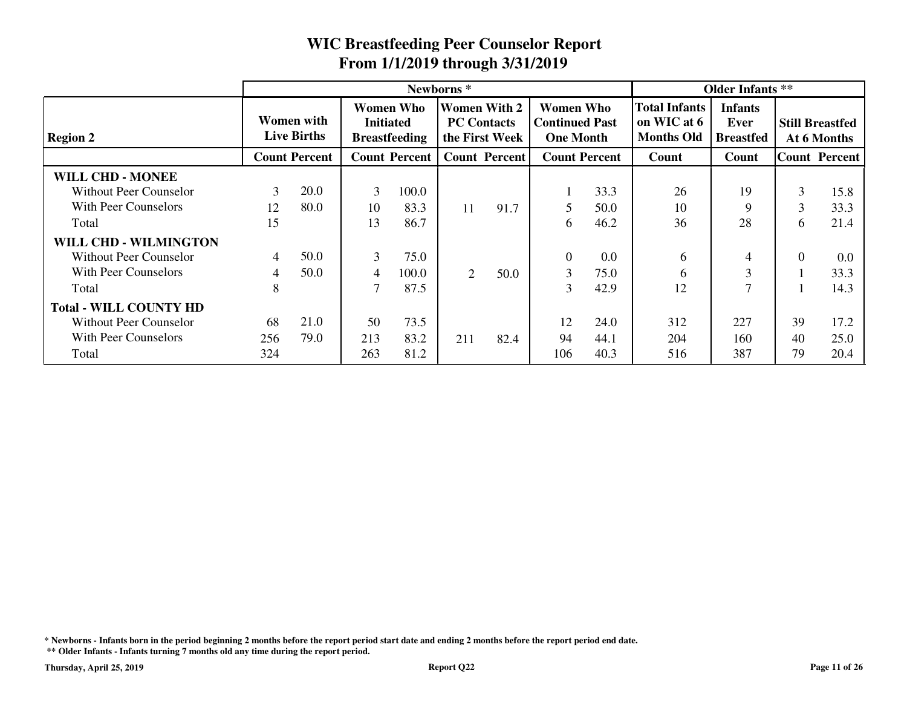# WIC Breastfeeding Peer Counselor Report
## From 1/1/2019 through 3/31/2019

| Region 2 | Newborns * | | | | | | | | Older Infants ** | | | |
|---|---|---|---|---|---|---|---|---|---|---|---|---|
| | Women with Live Births | | Women Who Initiated Breastfeeding | | Women With 2 PC Contacts the First Week | | Women Who Continued Past One Month | | Total Infants on WIC at 6 Months Old | Infants Ever Breastfed | Still Breastfed At 6 Months | |
| | Count | Percent | Count | Percent | Count | Percent | Count | Percent | Count | Count | Count | Percent |
| **WILL CHD - MONEE** | | | | | | | | | | | | |
| Without Peer Counselor | 3 | 20.0 | 3 | 100.0 | | | 1 | 33.3 | 26 | 19 | 3 | 15.8 |
| With Peer Counselors | 12 | 80.0 | 10 | 83.3 | 11 | 91.7 | 5 | 50.0 | 10 | 9 | 3 | 33.3 |
| Total | 15 | | 13 | 86.7 | | | 6 | 46.2 | 36 | 28 | 6 | 21.4 |
| **WILL CHD - WILMINGTON** | | | | | | | | | | | | |
| Without Peer Counselor | 4 | 50.0 | 3 | 75.0 | | | 0 | 0.0 | 6 | 4 | 0 | 0.0 |
| With Peer Counselors | 4 | 50.0 | 4 | 100.0 | 2 | 50.0 | 3 | 75.0 | 6 | 3 | 1 | 33.3 |
| Total | 8 | | 7 | 87.5 | | | 3 | 42.9 | 12 | 7 | 1 | 14.3 |
| **Total - WILL COUNTY HD** | | | | | | | | | | | | |
| Without Peer Counselor | 68 | 21.0 | 50 | 73.5 | | | 12 | 24.0 | 312 | 227 | 39 | 17.2 |
| With Peer Counselors | 256 | 79.0 | 213 | 83.2 | 211 | 82.4 | 94 | 44.1 | 204 | 160 | 40 | 25.0 |
| Total | 324 | | 263 | 81.2 | | | 106 | 40.3 | 516 | 387 | 79 | 20.4 |

**\* Newborns - Infants born in the period beginning 2 months before the report period start date and ending 2 months before the report period end date.**

**\*\* Older Infants - Infants turning 7 months old any time during the report period.**

**Thursday, April 25, 2019** **Report Q22**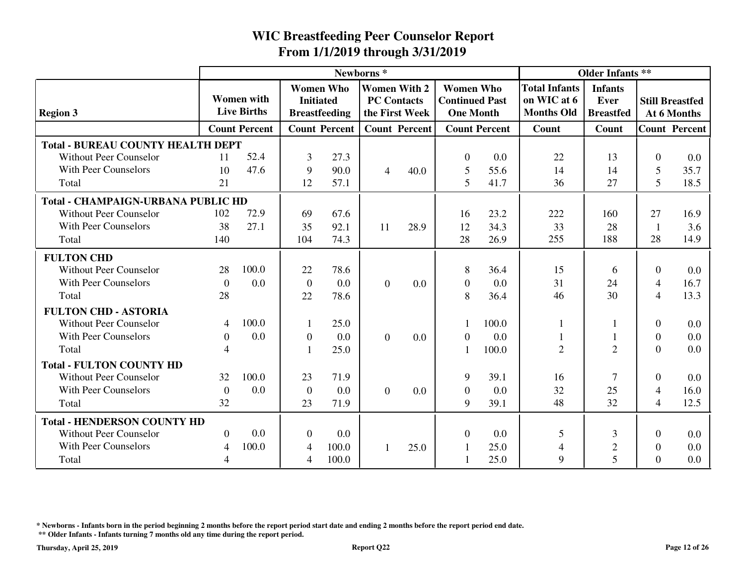# WIC Breastfeeding Peer Counselor Report
## From 1/1/2019 through 3/31/2019

| Region 3 | Newborns * | | | | | | | | Older Infants ** | | | |
|---|---|---|---|---|---|---|---|---|---|---|---|---|
| | Women with Live Births | | Women Who Initiated Breastfeeding | | Women With 2 PC Contacts the First Week | | Women Who Continued Past One Month | | Total Infants on WIC at 6 Months Old | Infants Ever Breastfed | Still Breastfed At 6 Months | |
| | Count | Percent | Count | Percent | Count | Percent | Count | Percent | Count | Count | Count | Percent |
| **Total - BUREAU COUNTY HEALTH DEPT** | | | | | | | | | | | | |
| Without Peer Counselor | 11 | 52.4 | 3 | 27.3 | | | 0 | 0.0 | 22 | 13 | 0 | 0.0 |
| With Peer Counselors | 10 | 47.6 | 9 | 90.0 | 4 | 40.0 | 5 | 55.6 | 14 | 14 | 5 | 35.7 |
| Total | 21 | | 12 | 57.1 | | | 5 | 41.7 | 36 | 27 | 5 | 18.5 |
| **Total - CHAMPAIGN-URBANA PUBLIC HD** | | | | | | | | | | | | |
| Without Peer Counselor | 102 | 72.9 | 69 | 67.6 | | | 16 | 23.2 | 222 | 160 | 27 | 16.9 |
| With Peer Counselors | 38 | 27.1 | 35 | 92.1 | 11 | 28.9 | 12 | 34.3 | 33 | 28 | 1 | 3.6 |
| Total | 140 | | 104 | 74.3 | | | 28 | 26.9 | 255 | 188 | 28 | 14.9 |
| **FULTON CHD** | | | | | | | | | | | | |
| Without Peer Counselor | 28 | 100.0 | 22 | 78.6 | | | 8 | 36.4 | 15 | 6 | 0 | 0.0 |
| With Peer Counselors | 0 | 0.0 | 0 | 0.0 | 0 | 0.0 | 0 | 0.0 | 31 | 24 | 4 | 16.7 |
| Total | 28 | | 22 | 78.6 | | | 8 | 36.4 | 46 | 30 | 4 | 13.3 |
| **FULTON CHD - ASTORIA** | | | | | | | | | | | | |
| Without Peer Counselor | 4 | 100.0 | 1 | 25.0 | | | 1 | 100.0 | 1 | 1 | 0 | 0.0 |
| With Peer Counselors | 0 | 0.0 | 0 | 0.0 | 0 | 0.0 | 0 | 0.0 | 1 | 1 | 0 | 0.0 |
| Total | 4 | | 1 | 25.0 | | | 1 | 100.0 | 2 | 2 | 0 | 0.0 |
| **Total - FULTON COUNTY HD** | | | | | | | | | | | | |
| Without Peer Counselor | 32 | 100.0 | 23 | 71.9 | | | 9 | 39.1 | 16 | 7 | 0 | 0.0 |
| With Peer Counselors | 0 | 0.0 | 0 | 0.0 | 0 | 0.0 | 0 | 0.0 | 32 | 25 | 4 | 16.0 |
| Total | 32 | | 23 | 71.9 | | | 9 | 39.1 | 48 | 32 | 4 | 12.5 |
| **Total - HENDERSON COUNTY HD** | | | | | | | | | | | | |
| Without Peer Counselor | 0 | 0.0 | 0 | 0.0 | | | 0 | 0.0 | 5 | 3 | 0 | 0.0 |
| With Peer Counselors | 4 | 100.0 | 4 | 100.0 | 1 | 25.0 | 1 | 25.0 | 4 | 2 | 0 | 0.0 |
| Total | 4 | | 4 | 100.0 | | | 1 | 25.0 | 9 | 5 | 0 | 0.0 |

**\* Newborns - Infants born in the period beginning 2 months before the report period start date and ending 2 months before the report period end date.**

**\*\* Older Infants - Infants turning 7 months old any time during the report period.**

**Thursday, April 25, 2019** **Report Q22**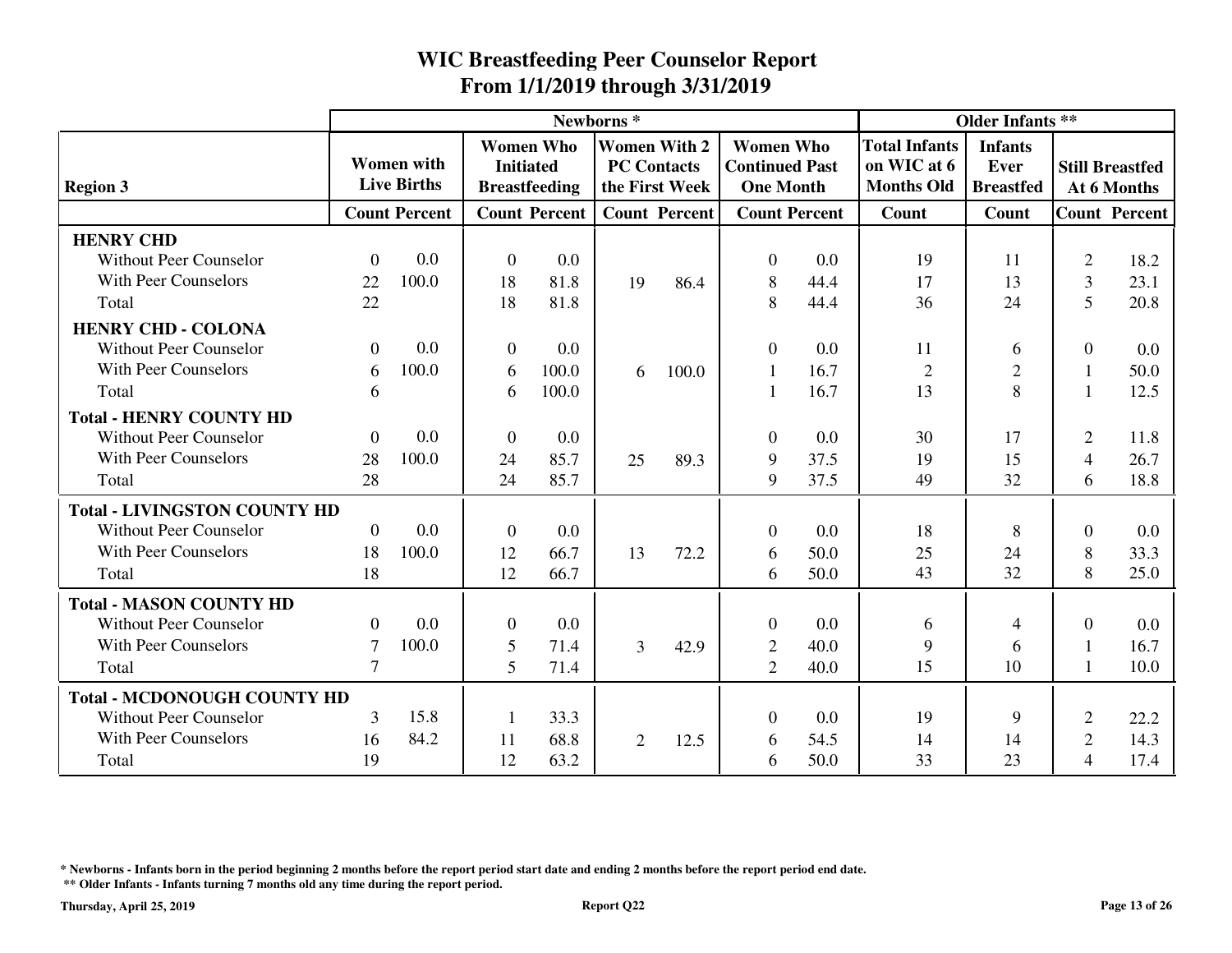# WIC Breastfeeding Peer Counselor Report
## From 1/1/2019 through 3/31/2019

| Region 3 | Newborns * | | | | | | | | Older Infants ** | | | |
|---|---|---|---|---|---|---|---|---|---|---|---|---|
| | Women with Live Births | | Women Who Initiated Breastfeeding | | Women With 2 PC Contacts the First Week | | Women Who Continued Past One Month | | Total Infants on WIC at 6 Months Old | Infants Ever Breastfed | Still Breastfed At 6 Months | |
| | Count | Percent | Count | Percent | Count | Percent | Count | Percent | Count | Count | Count | Percent |
| **HENRY CHD** | | | | | | | | | | | | |
| Without Peer Counselor | 0 | 0.0 | 0 | 0.0 | | | 0 | 0.0 | 19 | 11 | 2 | 18.2 |
| With Peer Counselors | 22 | 100.0 | 18 | 81.8 | 19 | 86.4 | 8 | 44.4 | 17 | 13 | 3 | 23.1 |
| Total | 22 | | 18 | 81.8 | | | 8 | 44.4 | 36 | 24 | 5 | 20.8 |
| **HENRY CHD - COLONA** | | | | | | | | | | | | |
| Without Peer Counselor | 0 | 0.0 | 0 | 0.0 | | | 0 | 0.0 | 11 | 6 | 0 | 0.0 |
| With Peer Counselors | 6 | 100.0 | 6 | 100.0 | 6 | 100.0 | 1 | 16.7 | 2 | 2 | 1 | 50.0 |
| Total | 6 | | 6 | 100.0 | | | 1 | 16.7 | 13 | 8 | 1 | 12.5 |
| **Total - HENRY COUNTY HD** | | | | | | | | | | | | |
| Without Peer Counselor | 0 | 0.0 | 0 | 0.0 | | | 0 | 0.0 | 30 | 17 | 2 | 11.8 |
| With Peer Counselors | 28 | 100.0 | 24 | 85.7 | 25 | 89.3 | 9 | 37.5 | 19 | 15 | 4 | 26.7 |
| Total | 28 | | 24 | 85.7 | | | 9 | 37.5 | 49 | 32 | 6 | 18.8 |
| **Total - LIVINGSTON COUNTY HD** | | | | | | | | | | | | |
| Without Peer Counselor | 0 | 0.0 | 0 | 0.0 | | | 0 | 0.0 | 18 | 8 | 0 | 0.0 |
| With Peer Counselors | 18 | 100.0 | 12 | 66.7 | 13 | 72.2 | 6 | 50.0 | 25 | 24 | 8 | 33.3 |
| Total | 18 | | 12 | 66.7 | | | 6 | 50.0 | 43 | 32 | 8 | 25.0 |
| **Total - MASON COUNTY HD** | | | | | | | | | | | | |
| Without Peer Counselor | 0 | 0.0 | 0 | 0.0 | | | 0 | 0.0 | 6 | 4 | 0 | 0.0 |
| With Peer Counselors | 7 | 100.0 | 5 | 71.4 | 3 | 42.9 | 2 | 40.0 | 9 | 6 | 1 | 16.7 |
| Total | 7 | | 5 | 71.4 | | | 2 | 40.0 | 15 | 10 | 1 | 10.0 |
| **Total - MCDONOUGH COUNTY HD** | | | | | | | | | | | | |
| Without Peer Counselor | 3 | 15.8 | 1 | 33.3 | | | 0 | 0.0 | 19 | 9 | 2 | 22.2 |
| With Peer Counselors | 16 | 84.2 | 11 | 68.8 | 2 | 12.5 | 6 | 54.5 | 14 | 14 | 2 | 14.3 |
| Total | 19 | | 12 | 63.2 | | | 6 | 50.0 | 33 | 23 | 4 | 17.4 |

**\* Newborns - Infants born in the period beginning 2 months before the report period start date and ending 2 months before the report period end date.**

**\*\* Older Infants - Infants turning 7 months old any time during the report period.**

**Thursday, April 25, 2019** **Report Q22**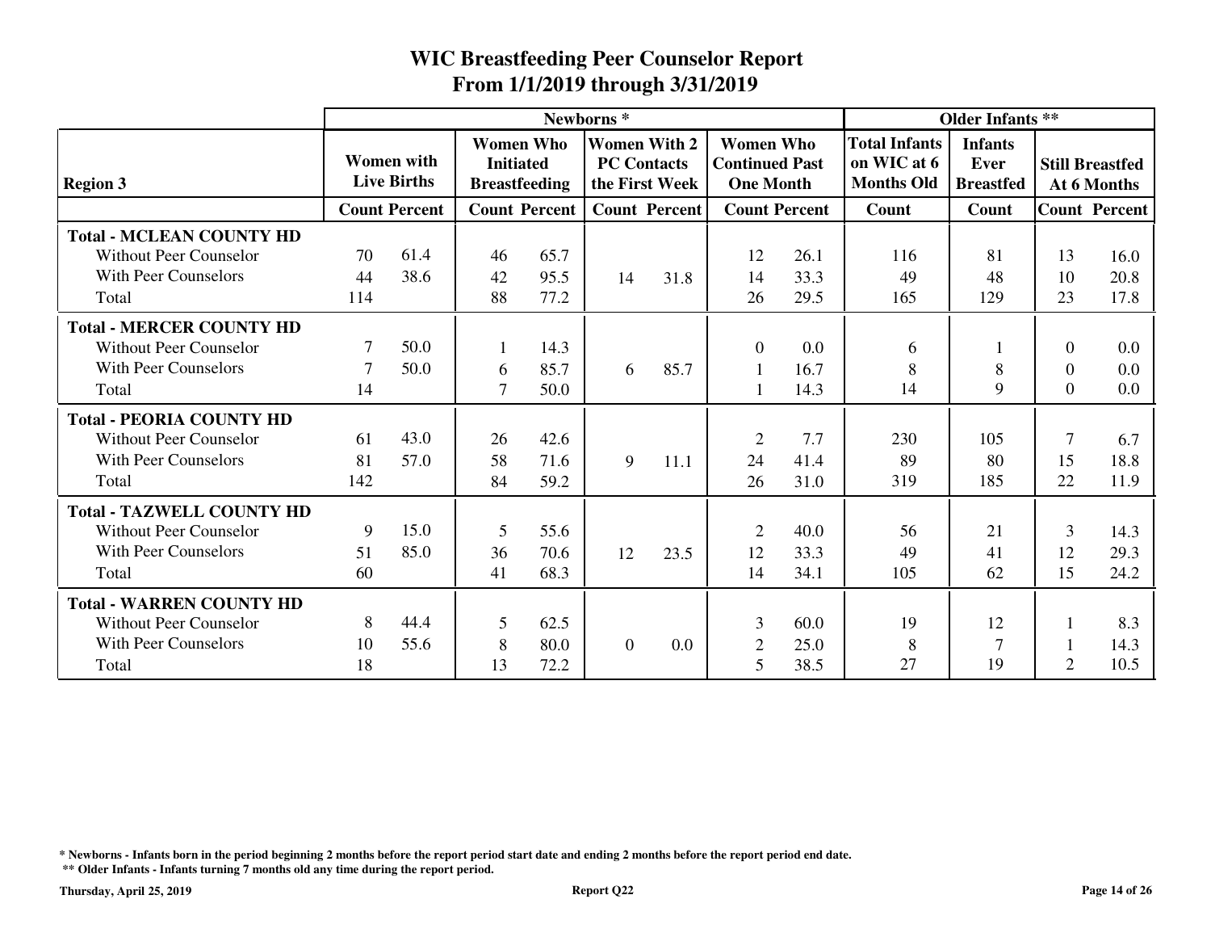# WIC Breastfeeding Peer Counselor Report
## From 1/1/2019 through 3/31/2019

| | Newborns * | | | | | | | | Older Infants ** | | | |
|---|---|---|---|---|---|---|---|---|---|---|---|---|
| **Region 3** | **Women with Live Births** | | **Women Who Initiated Breastfeeding** | | **Women With 2 PC Contacts the First Week** | | **Women Who Continued Past One Month** | | **Total Infants on WIC at 6 Months Old** | **Infants Ever Breastfed** | **Still Breastfed At 6 Months** | |
| | Count | Percent | Count | Percent | Count | Percent | Count | Percent | Count | Count | Count | Percent |
| **Total - MCLEAN COUNTY HD** | | | | | | | | | | | | |
| Without Peer Counselor | 70 | 61.4 | 46 | 65.7 | | | 12 | 26.1 | 116 | 81 | 13 | 16.0 |
| With Peer Counselors | 44 | 38.6 | 42 | 95.5 | 14 | 31.8 | 14 | 33.3 | 49 | 48 | 10 | 20.8 |
| Total | 114 | | 88 | 77.2 | | | 26 | 29.5 | 165 | 129 | 23 | 17.8 |
| **Total - MERCER COUNTY HD** | | | | | | | | | | | | |
| Without Peer Counselor | 7 | 50.0 | 1 | 14.3 | | | 0 | 0.0 | 6 | 1 | 0 | 0.0 |
| With Peer Counselors | 7 | 50.0 | 6 | 85.7 | 6 | 85.7 | 1 | 16.7 | 8 | 8 | 0 | 0.0 |
| Total | 14 | | 7 | 50.0 | | | 1 | 14.3 | 14 | 9 | 0 | 0.0 |
| **Total - PEORIA COUNTY HD** | | | | | | | | | | | | |
| Without Peer Counselor | 61 | 43.0 | 26 | 42.6 | | | 2 | 7.7 | 230 | 105 | 7 | 6.7 |
| With Peer Counselors | 81 | 57.0 | 58 | 71.6 | 9 | 11.1 | 24 | 41.4 | 89 | 80 | 15 | 18.8 |
| Total | 142 | | 84 | 59.2 | | | 26 | 31.0 | 319 | 185 | 22 | 11.9 |
| **Total - TAZWELL COUNTY HD** | | | | | | | | | | | | |
| Without Peer Counselor | 9 | 15.0 | 5 | 55.6 | | | 2 | 40.0 | 56 | 21 | 3 | 14.3 |
| With Peer Counselors | 51 | 85.0 | 36 | 70.6 | 12 | 23.5 | 12 | 33.3 | 49 | 41 | 12 | 29.3 |
| Total | 60 | | 41 | 68.3 | | | 14 | 34.1 | 105 | 62 | 15 | 24.2 |
| **Total - WARREN COUNTY HD** | | | | | | | | | | | | |
| Without Peer Counselor | 8 | 44.4 | 5 | 62.5 | | | 3 | 60.0 | 19 | 12 | 1 | 8.3 |
| With Peer Counselors | 10 | 55.6 | 8 | 80.0 | 0 | 0.0 | 2 | 25.0 | 8 | 7 | 1 | 14.3 |
| Total | 18 | | 13 | 72.2 | | | 5 | 38.5 | 27 | 19 | 2 | 10.5 |

**\* Newborns - Infants born in the period beginning 2 months before the report period start date and ending 2 months before the report period end date.**

**\*\* Older Infants - Infants turning 7 months old any time during the report period.**

**Thursday, April 25, 2019** **Report Q22**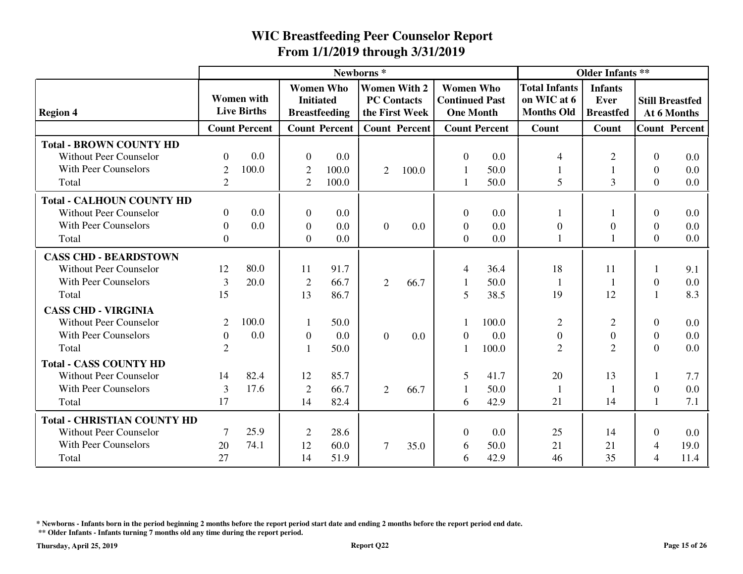# WIC Breastfeeding Peer Counselor Report

## From 1/1/2019 through 3/31/2019

| Region 4 | Newborns * | | | | | | | | Older Infants ** | | | |
|---|---|---|---|---|---|---|---|---|---|---|---|---|
| | Women with Live Births | | Women Who Initiated Breastfeeding | | Women With 2 PC Contacts the First Week | | Women Who Continued Past One Month | | Total Infants on WIC at 6 Months Old | Infants Ever Breastfed | Still Breastfed At 6 Months | |
| | Count | Percent | Count | Percent | Count | Percent | Count | Percent | Count | Count | Count | Percent |
| **Total - BROWN COUNTY HD** | | | | | | | | | | | | |
| Without Peer Counselor | 0 | 0.0 | 0 | 0.0 | | | 0 | 0.0 | 4 | 2 | 0 | 0.0 |
| With Peer Counselors | 2 | 100.0 | 2 | 100.0 | 2 | 100.0 | 1 | 50.0 | 1 | 1 | 0 | 0.0 |
| Total | 2 | | 2 | 100.0 | | | 1 | 50.0 | 5 | 3 | 0 | 0.0 |
| **Total - CALHOUN COUNTY HD** | | | | | | | | | | | | |
| Without Peer Counselor | 0 | 0.0 | 0 | 0.0 | | | 0 | 0.0 | 1 | 1 | 0 | 0.0 |
| With Peer Counselors | 0 | 0.0 | 0 | 0.0 | 0 | 0.0 | 0 | 0.0 | 0 | 0 | 0 | 0.0 |
| Total | 0 | | 0 | 0.0 | | | 0 | 0.0 | 1 | 1 | 0 | 0.0 |
| **CASS CHD - BEARDSTOWN** | | | | | | | | | | | | |
| Without Peer Counselor | 12 | 80.0 | 11 | 91.7 | | | 4 | 36.4 | 18 | 11 | 1 | 9.1 |
| With Peer Counselors | 3 | 20.0 | 2 | 66.7 | 2 | 66.7 | 1 | 50.0 | 1 | 1 | 0 | 0.0 |
| Total | 15 | | 13 | 86.7 | | | 5 | 38.5 | 19 | 12 | 1 | 8.3 |
| **CASS CHD - VIRGINIA** | | | | | | | | | | | | |
| Without Peer Counselor | 2 | 100.0 | 1 | 50.0 | | | 1 | 100.0 | 2 | 2 | 0 | 0.0 |
| With Peer Counselors | 0 | 0.0 | 0 | 0.0 | 0 | 0.0 | 0 | 0.0 | 0 | 0 | 0 | 0.0 |
| Total | 2 | | 1 | 50.0 | | | 1 | 100.0 | 2 | 2 | 0 | 0.0 |
| **Total - CASS COUNTY HD** | | | | | | | | | | | | |
| Without Peer Counselor | 14 | 82.4 | 12 | 85.7 | | | 5 | 41.7 | 20 | 13 | 1 | 7.7 |
| With Peer Counselors | 3 | 17.6 | 2 | 66.7 | 2 | 66.7 | 1 | 50.0 | 1 | 1 | 0 | 0.0 |
| Total | 17 | | 14 | 82.4 | | | 6 | 42.9 | 21 | 14 | 1 | 7.1 |
| **Total - CHRISTIAN COUNTY HD** | | | | | | | | | | | | |
| Without Peer Counselor | 7 | 25.9 | 2 | 28.6 | | | 0 | 0.0 | 25 | 14 | 0 | 0.0 |
| With Peer Counselors | 20 | 74.1 | 12 | 60.0 | 7 | 35.0 | 6 | 50.0 | 21 | 21 | 4 | 19.0 |
| Total | 27 | | 14 | 51.9 | | | 6 | 42.9 | 46 | 35 | 4 | 11.4 |

* Newborns - Infants born in the period beginning 2 months before the report period start date and ending 2 months before the report period end date.

** Older Infants - Infants turning 7 months old any time during the report period.

Thursday, April 25, 2019 — Report Q22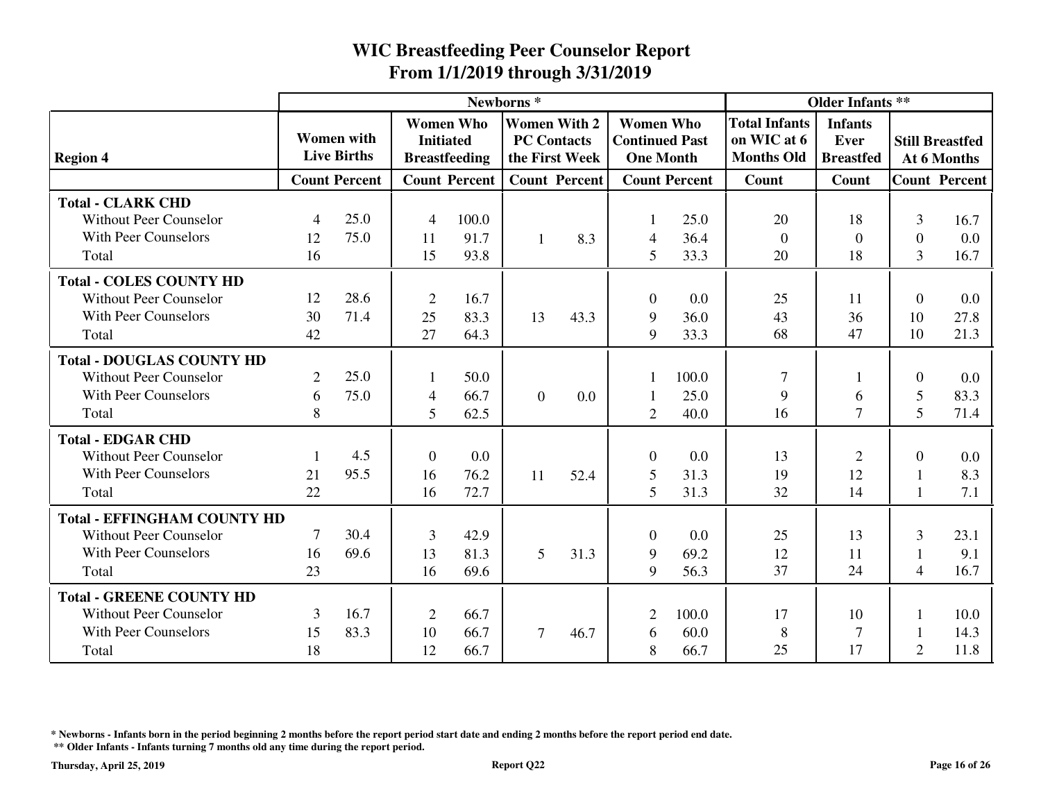# WIC Breastfeeding Peer Counselor Report
## From 1/1/2019 through 3/31/2019

| Region 4 | Newborns * | | | | | | | | Older Infants ** | | | |
|---|---|---|---|---|---|---|---|---|---|---|---|---|
| | Women with Live Births | | Women Who Initiated Breastfeeding | | Women With 2 PC Contacts the First Week | | Women Who Continued Past One Month | | Total Infants on WIC at 6 Months Old | Infants Ever Breastfed | Still Breastfed At 6 Months | |
| | Count | Percent | Count | Percent | Count | Percent | Count | Percent | Count | Count | Count | Percent |
| **Total - CLARK CHD** | | | | | | | | | | | | |
| Without Peer Counselor | 4 | 25.0 | 4 | 100.0 | | | 1 | 25.0 | 20 | 18 | 3 | 16.7 |
| With Peer Counselors | 12 | 75.0 | 11 | 91.7 | 1 | 8.3 | 4 | 36.4 | 0 | 0 | 0 | 0.0 |
| Total | 16 | | 15 | 93.8 | | | 5 | 33.3 | 20 | 18 | 3 | 16.7 |
| **Total - COLES COUNTY HD** | | | | | | | | | | | | |
| Without Peer Counselor | 12 | 28.6 | 2 | 16.7 | | | 0 | 0.0 | 25 | 11 | 0 | 0.0 |
| With Peer Counselors | 30 | 71.4 | 25 | 83.3 | 13 | 43.3 | 9 | 36.0 | 43 | 36 | 10 | 27.8 |
| Total | 42 | | 27 | 64.3 | | | 9 | 33.3 | 68 | 47 | 10 | 21.3 |
| **Total - DOUGLAS COUNTY HD** | | | | | | | | | | | | |
| Without Peer Counselor | 2 | 25.0 | 1 | 50.0 | | | 1 | 100.0 | 7 | 1 | 0 | 0.0 |
| With Peer Counselors | 6 | 75.0 | 4 | 66.7 | 0 | 0.0 | 1 | 25.0 | 9 | 6 | 5 | 83.3 |
| Total | 8 | | 5 | 62.5 | | | 2 | 40.0 | 16 | 7 | 5 | 71.4 |
| **Total - EDGAR CHD** | | | | | | | | | | | | |
| Without Peer Counselor | 1 | 4.5 | 0 | 0.0 | | | 0 | 0.0 | 13 | 2 | 0 | 0.0 |
| With Peer Counselors | 21 | 95.5 | 16 | 76.2 | 11 | 52.4 | 5 | 31.3 | 19 | 12 | 1 | 8.3 |
| Total | 22 | | 16 | 72.7 | | | 5 | 31.3 | 32 | 14 | 1 | 7.1 |
| **Total - EFFINGHAM COUNTY HD** | | | | | | | | | | | | |
| Without Peer Counselor | 7 | 30.4 | 3 | 42.9 | | | 0 | 0.0 | 25 | 13 | 3 | 23.1 |
| With Peer Counselors | 16 | 69.6 | 13 | 81.3 | 5 | 31.3 | 9 | 69.2 | 12 | 11 | 1 | 9.1 |
| Total | 23 | | 16 | 69.6 | | | 9 | 56.3 | 37 | 24 | 4 | 16.7 |
| **Total - GREENE COUNTY HD** | | | | | | | | | | | | |
| Without Peer Counselor | 3 | 16.7 | 2 | 66.7 | | | 2 | 100.0 | 17 | 10 | 1 | 10.0 |
| With Peer Counselors | 15 | 83.3 | 10 | 66.7 | 7 | 46.7 | 6 | 60.0 | 8 | 7 | 1 | 14.3 |
| Total | 18 | | 12 | 66.7 | | | 8 | 66.7 | 25 | 17 | 2 | 11.8 |

**\* Newborns - Infants born in the period beginning 2 months before the report period start date and ending 2 months before the report period end date.**

**\*\* Older Infants - Infants turning 7 months old any time during the report period.**

**Thursday, April 25, 2019** **Report Q22**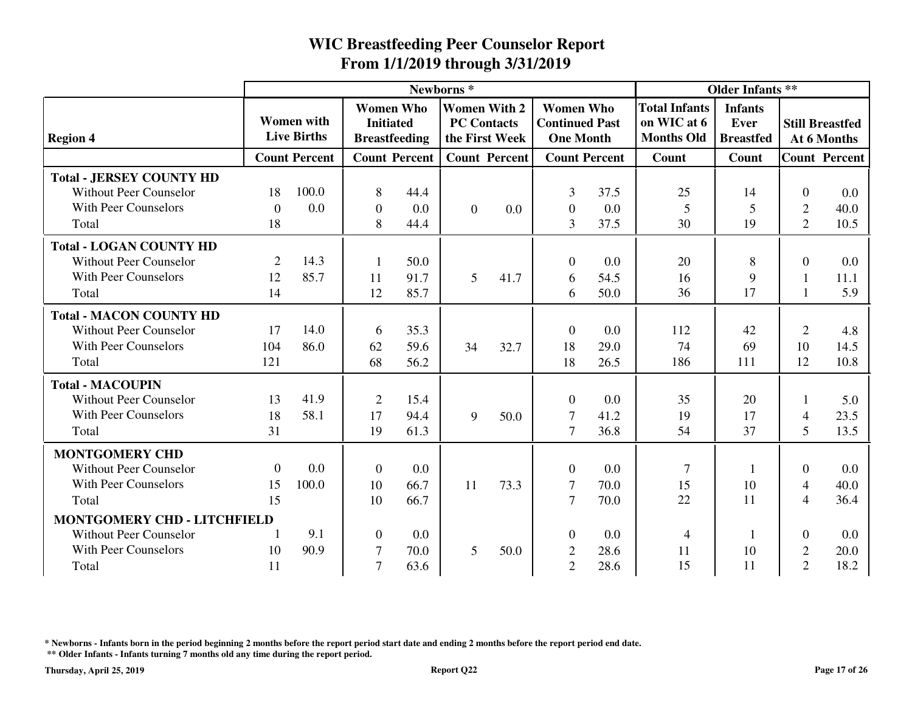# WIC Breastfeeding Peer Counselor Report
## From 1/1/2019 through 3/31/2019

| Region 4 | Newborns * | | | | | | | | Older Infants ** | | | |
|---|---|---|---|---|---|---|---|---|---|---|---|---|
| | Women with Live Births | | Women Who Initiated Breastfeeding | | Women With 2 PC Contacts the First Week | | Women Who Continued Past One Month | | Total Infants on WIC at 6 Months Old | Infants Ever Breastfed | Still Breastfed At 6 Months | |
| | Count | Percent | Count | Percent | Count | Percent | Count | Percent | Count | Count | Count | Percent |
| **Total - JERSEY COUNTY HD** | | | | | | | | | | | | |
| Without Peer Counselor | 18 | 100.0 | 8 | 44.4 | | | 3 | 37.5 | 25 | 14 | 0 | 0.0 |
| With Peer Counselors | 0 | 0.0 | 0 | 0.0 | 0 | 0.0 | 0 | 0.0 | 5 | 5 | 2 | 40.0 |
| Total | 18 | | 8 | 44.4 | | | 3 | 37.5 | 30 | 19 | 2 | 10.5 |
| **Total - LOGAN COUNTY HD** | | | | | | | | | | | | |
| Without Peer Counselor | 2 | 14.3 | 1 | 50.0 | | | 0 | 0.0 | 20 | 8 | 0 | 0.0 |
| With Peer Counselors | 12 | 85.7 | 11 | 91.7 | 5 | 41.7 | 6 | 54.5 | 16 | 9 | 1 | 11.1 |
| Total | 14 | | 12 | 85.7 | | | 6 | 50.0 | 36 | 17 | 1 | 5.9 |
| **Total - MACON COUNTY HD** | | | | | | | | | | | | |
| Without Peer Counselor | 17 | 14.0 | 6 | 35.3 | | | 0 | 0.0 | 112 | 42 | 2 | 4.8 |
| With Peer Counselors | 104 | 86.0 | 62 | 59.6 | 34 | 32.7 | 18 | 29.0 | 74 | 69 | 10 | 14.5 |
| Total | 121 | | 68 | 56.2 | | | 18 | 26.5 | 186 | 111 | 12 | 10.8 |
| **Total - MACOUPIN** | | | | | | | | | | | | |
| Without Peer Counselor | 13 | 41.9 | 2 | 15.4 | | | 0 | 0.0 | 35 | 20 | 1 | 5.0 |
| With Peer Counselors | 18 | 58.1 | 17 | 94.4 | 9 | 50.0 | 7 | 41.2 | 19 | 17 | 4 | 23.5 |
| Total | 31 | | 19 | 61.3 | | | 7 | 36.8 | 54 | 37 | 5 | 13.5 |
| **MONTGOMERY CHD** | | | | | | | | | | | | |
| Without Peer Counselor | 0 | 0.0 | 0 | 0.0 | | | 0 | 0.0 | 7 | 1 | 0 | 0.0 |
| With Peer Counselors | 15 | 100.0 | 10 | 66.7 | 11 | 73.3 | 7 | 70.0 | 15 | 10 | 4 | 40.0 |
| Total | 15 | | 10 | 66.7 | | | 7 | 70.0 | 22 | 11 | 4 | 36.4 |
| **MONTGOMERY CHD - LITCHFIELD** | | | | | | | | | | | | |
| Without Peer Counselor | 1 | 9.1 | 0 | 0.0 | | | 0 | 0.0 | 4 | 1 | 0 | 0.0 |
| With Peer Counselors | 10 | 90.9 | 7 | 70.0 | 5 | 50.0 | 2 | 28.6 | 11 | 10 | 2 | 20.0 |
| Total | 11 | | 7 | 63.6 | | | 2 | 28.6 | 15 | 11 | 2 | 18.2 |

**\* Newborns - Infants born in the period beginning 2 months before the report period start date and ending 2 months before the report period end date.**

**\*\* Older Infants - Infants turning 7 months old any time during the report period.**

**Thursday, April 25, 2019** **Report Q22**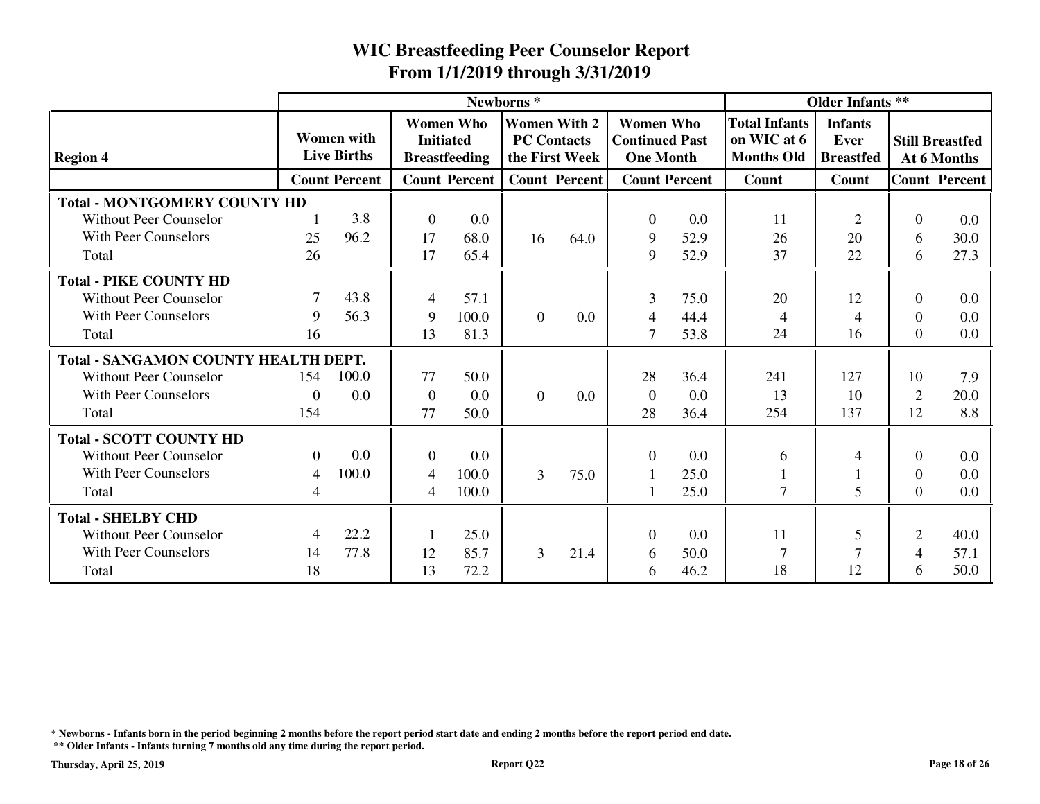# WIC Breastfeeding Peer Counselor Report
## From 1/1/2019 through 3/31/2019

| Region 4 | Newborns * | | | | | | | | Older Infants ** | | | |
|---|---|---|---|---|---|---|---|---|---|---|---|---|
| | Women with Live Births | | Women Who Initiated Breastfeeding | | Women With 2 PC Contacts the First Week | | Women Who Continued Past One Month | | Total Infants on WIC at 6 Months Old | Infants Ever Breastfed | Still Breastfed At 6 Months | |
| | Count | Percent | Count | Percent | Count | Percent | Count | Percent | Count | Count | Count | Percent |
| **Total - MONTGOMERY COUNTY HD** | | | | | | | | | | | | |
| Without Peer Counselor | 1 | 3.8 | 0 | 0.0 | | | 0 | 0.0 | 11 | 2 | 0 | 0.0 |
| With Peer Counselors | 25 | 96.2 | 17 | 68.0 | 16 | 64.0 | 9 | 52.9 | 26 | 20 | 6 | 30.0 |
| Total | 26 | | 17 | 65.4 | | | 9 | 52.9 | 37 | 22 | 6 | 27.3 |
| **Total - PIKE COUNTY HD** | | | | | | | | | | | | |
| Without Peer Counselor | 7 | 43.8 | 4 | 57.1 | | | 3 | 75.0 | 20 | 12 | 0 | 0.0 |
| With Peer Counselors | 9 | 56.3 | 9 | 100.0 | 0 | 0.0 | 4 | 44.4 | 4 | 4 | 0 | 0.0 |
| Total | 16 | | 13 | 81.3 | | | 7 | 53.8 | 24 | 16 | 0 | 0.0 |
| **Total - SANGAMON COUNTY HEALTH DEPT.** | | | | | | | | | | | | |
| Without Peer Counselor | 154 | 100.0 | 77 | 50.0 | | | 28 | 36.4 | 241 | 127 | 10 | 7.9 |
| With Peer Counselors | 0 | 0.0 | 0 | 0.0 | 0 | 0.0 | 0 | 0.0 | 13 | 10 | 2 | 20.0 |
| Total | 154 | | 77 | 50.0 | | | 28 | 36.4 | 254 | 137 | 12 | 8.8 |
| **Total - SCOTT COUNTY HD** | | | | | | | | | | | | |
| Without Peer Counselor | 0 | 0.0 | 0 | 0.0 | | | 0 | 0.0 | 6 | 4 | 0 | 0.0 |
| With Peer Counselors | 4 | 100.0 | 4 | 100.0 | 3 | 75.0 | 1 | 25.0 | 1 | 1 | 0 | 0.0 |
| Total | 4 | | 4 | 100.0 | | | 1 | 25.0 | 7 | 5 | 0 | 0.0 |
| **Total - SHELBY CHD** | | | | | | | | | | | | |
| Without Peer Counselor | 4 | 22.2 | 1 | 25.0 | | | 0 | 0.0 | 11 | 5 | 2 | 40.0 |
| With Peer Counselors | 14 | 77.8 | 12 | 85.7 | 3 | 21.4 | 6 | 50.0 | 7 | 7 | 4 | 57.1 |
| Total | 18 | | 13 | 72.2 | | | 6 | 46.2 | 18 | 12 | 6 | 50.0 |

**\* Newborns - Infants born in the period beginning 2 months before the report period start date and ending 2 months before the report period end date.**

**\*\* Older Infants - Infants turning 7 months old any time during the report period.**

**Thursday, April 25, 2019** **Report Q22**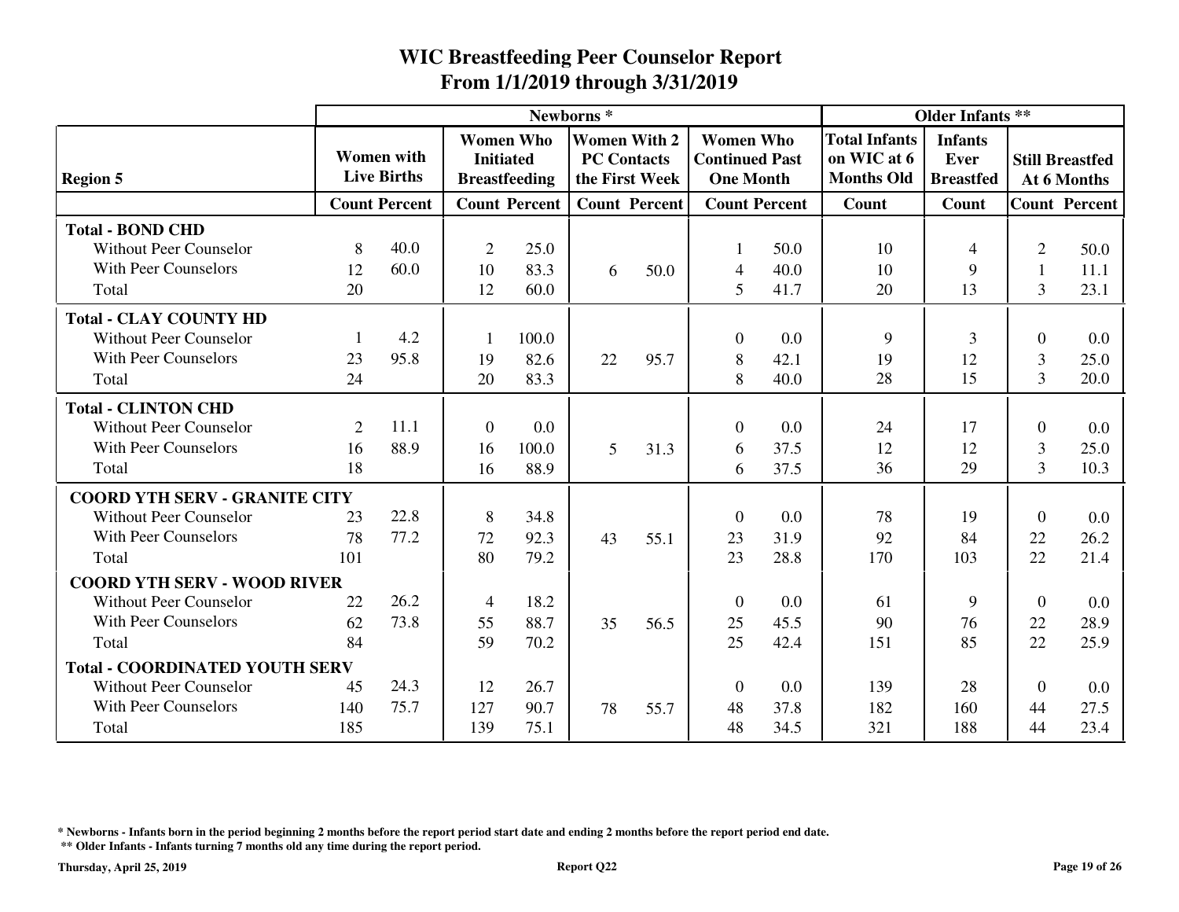# WIC Breastfeeding Peer Counselor Report
## From 1/1/2019 through 3/31/2019

| Region 5 | Newborns * | | | | | | | | Older Infants ** | | | |
|---|---|---|---|---|---|---|---|---|---|---|---|---|
| | Women with Live Births | | Women Who Initiated Breastfeeding | | Women With 2 PC Contacts the First Week | | Women Who Continued Past One Month | | Total Infants on WIC at 6 Months Old | Infants Ever Breastfed | Still Breastfed At 6 Months | |
| | Count | Percent | Count | Percent | Count | Percent | Count | Percent | Count | Count | Count | Percent |
| **Total - BOND CHD** | | | | | | | | | | | | |
| Without Peer Counselor | 8 | 40.0 | 2 | 25.0 | | | 1 | 50.0 | 10 | 4 | 2 | 50.0 |
| With Peer Counselors | 12 | 60.0 | 10 | 83.3 | 6 | 50.0 | 4 | 40.0 | 10 | 9 | 1 | 11.1 |
| Total | 20 | | 12 | 60.0 | | | 5 | 41.7 | 20 | 13 | 3 | 23.1 |
| **Total - CLAY COUNTY HD** | | | | | | | | | | | | |
| Without Peer Counselor | 1 | 4.2 | 1 | 100.0 | | | 0 | 0.0 | 9 | 3 | 0 | 0.0 |
| With Peer Counselors | 23 | 95.8 | 19 | 82.6 | 22 | 95.7 | 8 | 42.1 | 19 | 12 | 3 | 25.0 |
| Total | 24 | | 20 | 83.3 | | | 8 | 40.0 | 28 | 15 | 3 | 20.0 |
| **Total - CLINTON CHD** | | | | | | | | | | | | |
| Without Peer Counselor | 2 | 11.1 | 0 | 0.0 | | | 0 | 0.0 | 24 | 17 | 0 | 0.0 |
| With Peer Counselors | 16 | 88.9 | 16 | 100.0 | 5 | 31.3 | 6 | 37.5 | 12 | 12 | 3 | 25.0 |
| Total | 18 | | 16 | 88.9 | | | 6 | 37.5 | 36 | 29 | 3 | 10.3 |
| **COORD YTH SERV - GRANITE CITY** | | | | | | | | | | | | |
| Without Peer Counselor | 23 | 22.8 | 8 | 34.8 | | | 0 | 0.0 | 78 | 19 | 0 | 0.0 |
| With Peer Counselors | 78 | 77.2 | 72 | 92.3 | 43 | 55.1 | 23 | 31.9 | 92 | 84 | 22 | 26.2 |
| Total | 101 | | 80 | 79.2 | | | 23 | 28.8 | 170 | 103 | 22 | 21.4 |
| **COORD YTH SERV - WOOD RIVER** | | | | | | | | | | | | |
| Without Peer Counselor | 22 | 26.2 | 4 | 18.2 | | | 0 | 0.0 | 61 | 9 | 0 | 0.0 |
| With Peer Counselors | 62 | 73.8 | 55 | 88.7 | 35 | 56.5 | 25 | 45.5 | 90 | 76 | 22 | 28.9 |
| Total | 84 | | 59 | 70.2 | | | 25 | 42.4 | 151 | 85 | 22 | 25.9 |
| **Total - COORDINATED YOUTH SERV** | | | | | | | | | | | | |
| Without Peer Counselor | 45 | 24.3 | 12 | 26.7 | | | 0 | 0.0 | 139 | 28 | 0 | 0.0 |
| With Peer Counselors | 140 | 75.7 | 127 | 90.7 | 78 | 55.7 | 48 | 37.8 | 182 | 160 | 44 | 27.5 |
| Total | 185 | | 139 | 75.1 | | | 48 | 34.5 | 321 | 188 | 44 | 23.4 |

**\* Newborns - Infants born in the period beginning 2 months before the report period start date and ending 2 months before the report period end date.**

**\*\* Older Infants - Infants turning 7 months old any time during the report period.**

**Thursday, April 25, 2019** **Report Q22**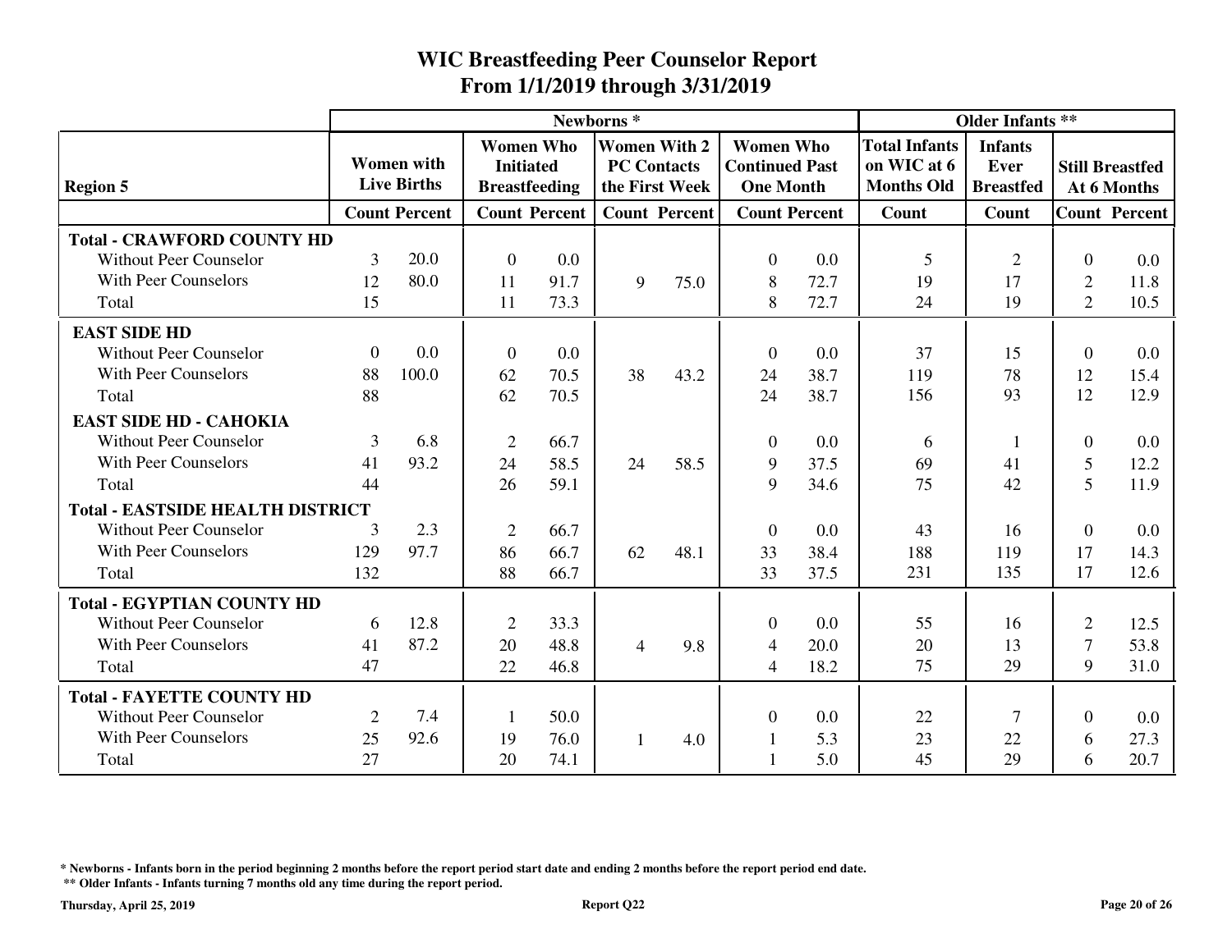# WIC Breastfeeding Peer Counselor Report
## From 1/1/2019 through 3/31/2019

| Region 5 | Newborns * | | | | | | | | Older Infants ** | | | |
|---|---|---|---|---|---|---|---|---|---|---|---|---|
| | Women with Live Births | | Women Who Initiated Breastfeeding | | Women With 2 PC Contacts the First Week | | Women Who Continued Past One Month | | Total Infants on WIC at 6 Months Old | Infants Ever Breastfed | Still Breastfed At 6 Months | |
| | Count | Percent | Count | Percent | Count | Percent | Count | Percent | Count | Count | Count | Percent |
| **Total - CRAWFORD COUNTY HD** | | | | | | | | | | | | |
| Without Peer Counselor | 3 | 20.0 | 0 | 0.0 | | | 0 | 0.0 | 5 | 2 | 0 | 0.0 |
| With Peer Counselors | 12 | 80.0 | 11 | 91.7 | 9 | 75.0 | 8 | 72.7 | 19 | 17 | 2 | 11.8 |
| Total | 15 | | 11 | 73.3 | | | 8 | 72.7 | 24 | 19 | 2 | 10.5 |
| **EAST SIDE HD** | | | | | | | | | | | | |
| Without Peer Counselor | 0 | 0.0 | 0 | 0.0 | | | 0 | 0.0 | 37 | 15 | 0 | 0.0 |
| With Peer Counselors | 88 | 100.0 | 62 | 70.5 | 38 | 43.2 | 24 | 38.7 | 119 | 78 | 12 | 15.4 |
| Total | 88 | | 62 | 70.5 | | | 24 | 38.7 | 156 | 93 | 12 | 12.9 |
| **EAST SIDE HD - CAHOKIA** | | | | | | | | | | | | |
| Without Peer Counselor | 3 | 6.8 | 2 | 66.7 | | | 0 | 0.0 | 6 | 1 | 0 | 0.0 |
| With Peer Counselors | 41 | 93.2 | 24 | 58.5 | 24 | 58.5 | 9 | 37.5 | 69 | 41 | 5 | 12.2 |
| Total | 44 | | 26 | 59.1 | | | 9 | 34.6 | 75 | 42 | 5 | 11.9 |
| **Total - EASTSIDE HEALTH DISTRICT** | | | | | | | | | | | | |
| Without Peer Counselor | 3 | 2.3 | 2 | 66.7 | | | 0 | 0.0 | 43 | 16 | 0 | 0.0 |
| With Peer Counselors | 129 | 97.7 | 86 | 66.7 | 62 | 48.1 | 33 | 38.4 | 188 | 119 | 17 | 14.3 |
| Total | 132 | | 88 | 66.7 | | | 33 | 37.5 | 231 | 135 | 17 | 12.6 |
| **Total - EGYPTIAN COUNTY HD** | | | | | | | | | | | | |
| Without Peer Counselor | 6 | 12.8 | 2 | 33.3 | | | 0 | 0.0 | 55 | 16 | 2 | 12.5 |
| With Peer Counselors | 41 | 87.2 | 20 | 48.8 | 4 | 9.8 | 4 | 20.0 | 20 | 13 | 7 | 53.8 |
| Total | 47 | | 22 | 46.8 | | | 4 | 18.2 | 75 | 29 | 9 | 31.0 |
| **Total - FAYETTE COUNTY HD** | | | | | | | | | | | | |
| Without Peer Counselor | 2 | 7.4 | 1 | 50.0 | | | 0 | 0.0 | 22 | 7 | 0 | 0.0 |
| With Peer Counselors | 25 | 92.6 | 19 | 76.0 | 1 | 4.0 | 1 | 5.3 | 23 | 22 | 6 | 27.3 |
| Total | 27 | | 20 | 74.1 | | | 1 | 5.0 | 45 | 29 | 6 | 20.7 |

**\* Newborns - Infants born in the period beginning 2 months before the report period start date and ending 2 months before the report period end date.**

**\*\* Older Infants - Infants turning 7 months old any time during the report period.**

**Thursday, April 25, 2019** **Report Q22**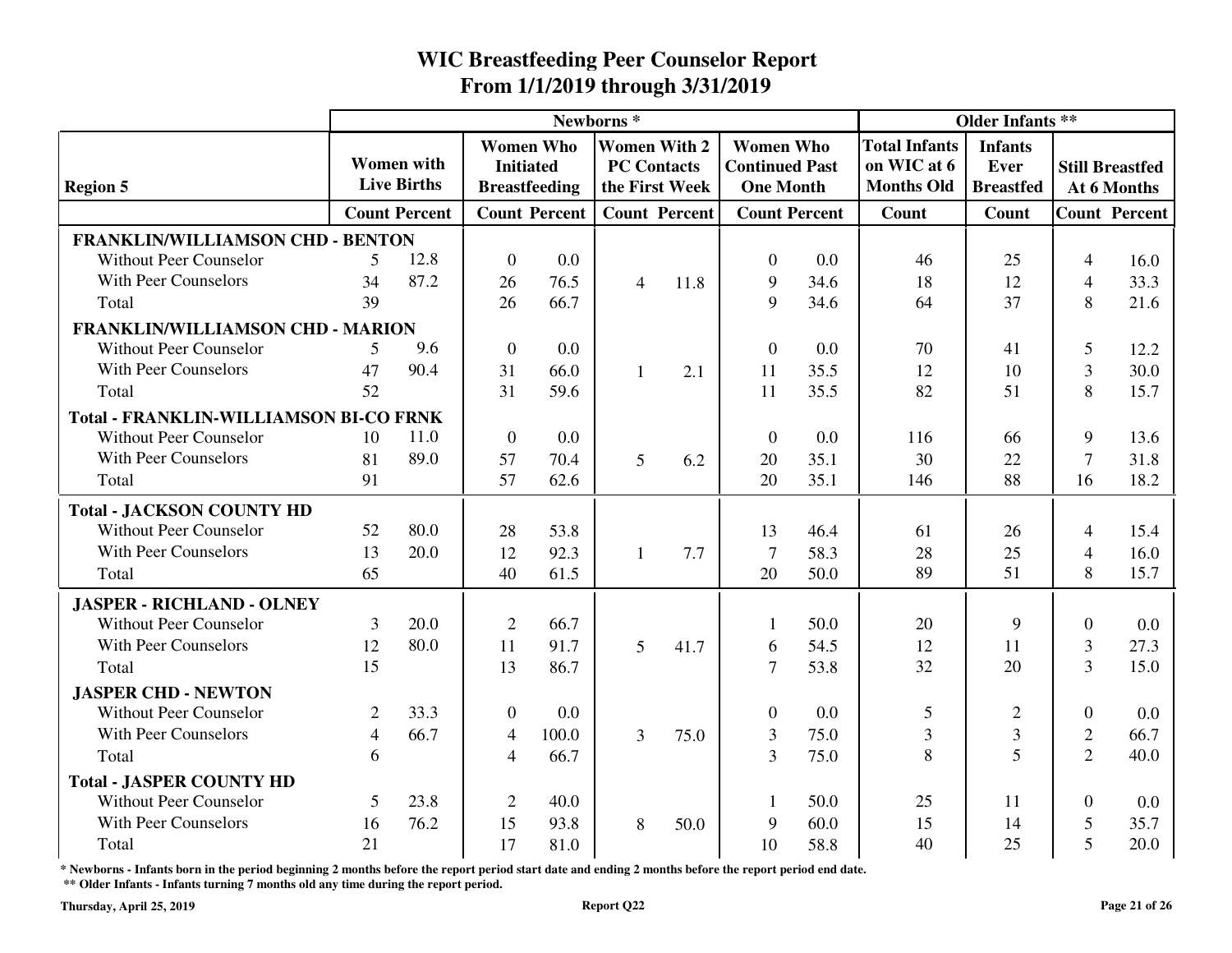# WIC Breastfeeding Peer Counselor Report
## From 1/1/2019 through 3/31/2019

| Region 5 | Newborns * | | | | | | | | Older Infants ** | | | |
|---|---|---|---|---|---|---|---|---|---|---|---|---|
| | Women with Live Births | | Women Who Initiated Breastfeeding | | Women With 2 PC Contacts the First Week | | Women Who Continued Past One Month | | Total Infants on WIC at 6 Months Old | Infants Ever Breastfed | Still Breastfed At 6 Months | |
| | Count | Percent | Count | Percent | Count | Percent | Count | Percent | Count | Count | Count | Percent |
| **FRANKLIN/WILLIAMSON CHD - BENTON** | | | | | | | | | | | | |
| Without Peer Counselor | 5 | 12.8 | 0 | 0.0 | | | 0 | 0.0 | 46 | 25 | 4 | 16.0 |
| With Peer Counselors | 34 | 87.2 | 26 | 76.5 | 4 | 11.8 | 9 | 34.6 | 18 | 12 | 4 | 33.3 |
| Total | 39 | | 26 | 66.7 | | | 9 | 34.6 | 64 | 37 | 8 | 21.6 |
| **FRANKLIN/WILLIAMSON CHD - MARION** | | | | | | | | | | | | |
| Without Peer Counselor | 5 | 9.6 | 0 | 0.0 | | | 0 | 0.0 | 70 | 41 | 5 | 12.2 |
| With Peer Counselors | 47 | 90.4 | 31 | 66.0 | 1 | 2.1 | 11 | 35.5 | 12 | 10 | 3 | 30.0 |
| Total | 52 | | 31 | 59.6 | | | 11 | 35.5 | 82 | 51 | 8 | 15.7 |
| **Total - FRANKLIN-WILLIAMSON BI-CO FRNK** | | | | | | | | | | | | |
| Without Peer Counselor | 10 | 11.0 | 0 | 0.0 | | | 0 | 0.0 | 116 | 66 | 9 | 13.6 |
| With Peer Counselors | 81 | 89.0 | 57 | 70.4 | 5 | 6.2 | 20 | 35.1 | 30 | 22 | 7 | 31.8 |
| Total | 91 | | 57 | 62.6 | | | 20 | 35.1 | 146 | 88 | 16 | 18.2 |
| **Total - JACKSON COUNTY HD** | | | | | | | | | | | | |
| Without Peer Counselor | 52 | 80.0 | 28 | 53.8 | | | 13 | 46.4 | 61 | 26 | 4 | 15.4 |
| With Peer Counselors | 13 | 20.0 | 12 | 92.3 | 1 | 7.7 | 7 | 58.3 | 28 | 25 | 4 | 16.0 |
| Total | 65 | | 40 | 61.5 | | | 20 | 50.0 | 89 | 51 | 8 | 15.7 |
| **JASPER - RICHLAND - OLNEY** | | | | | | | | | | | | |
| Without Peer Counselor | 3 | 20.0 | 2 | 66.7 | | | 1 | 50.0 | 20 | 9 | 0 | 0.0 |
| With Peer Counselors | 12 | 80.0 | 11 | 91.7 | 5 | 41.7 | 6 | 54.5 | 12 | 11 | 3 | 27.3 |
| Total | 15 | | 13 | 86.7 | | | 7 | 53.8 | 32 | 20 | 3 | 15.0 |
| **JASPER CHD - NEWTON** | | | | | | | | | | | | |
| Without Peer Counselor | 2 | 33.3 | 0 | 0.0 | | | 0 | 0.0 | 5 | 2 | 0 | 0.0 |
| With Peer Counselors | 4 | 66.7 | 4 | 100.0 | 3 | 75.0 | 3 | 75.0 | 3 | 3 | 2 | 66.7 |
| Total | 6 | | 4 | 66.7 | | | 3 | 75.0 | 8 | 5 | 2 | 40.0 |
| **Total - JASPER COUNTY HD** | | | | | | | | | | | | |
| Without Peer Counselor | 5 | 23.8 | 2 | 40.0 | | | 1 | 50.0 | 25 | 11 | 0 | 0.0 |
| With Peer Counselors | 16 | 76.2 | 15 | 93.8 | 8 | 50.0 | 9 | 60.0 | 15 | 14 | 5 | 35.7 |
| Total | 21 | | 17 | 81.0 | | | 10 | 58.8 | 40 | 25 | 5 | 20.0 |

\* Newborns - Infants born in the period beginning 2 months before the report period start date and ending 2 months before the report period end date.

\*\* Older Infants - Infants turning 7 months old any time during the report period.

Thursday, April 25, 2019 — Report Q22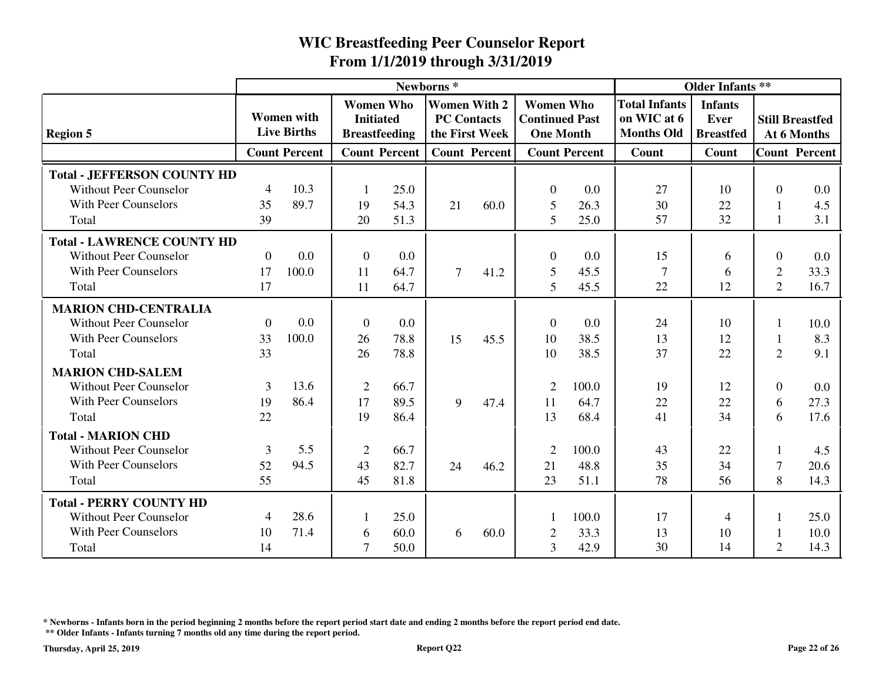# WIC Breastfeeding Peer Counselor Report
## From 1/1/2019 through 3/31/2019

| | Newborns * | | | | | | | | Older Infants ** | | | |
|---|---|---|---|---|---|---|---|---|---|---|---|---|
| Region 5 | Women with Live Births | | Women Who Initiated Breastfeeding | | Women With 2 PC Contacts the First Week | | Women Who Continued Past One Month | | Total Infants on WIC at 6 Months Old | Infants Ever Breastfed | Still Breastfed At 6 Months | |
| | Count | Percent | Count | Percent | Count | Percent | Count | Percent | Count | Count | Count | Percent |
| **Total - JEFFERSON COUNTY HD** | | | | | | | | | | | | |
| Without Peer Counselor | 4 | 10.3 | 1 | 25.0 | | | 0 | 0.0 | 27 | 10 | 0 | 0.0 |
| With Peer Counselors | 35 | 89.7 | 19 | 54.3 | 21 | 60.0 | 5 | 26.3 | 30 | 22 | 1 | 4.5 |
| Total | 39 | | 20 | 51.3 | | | 5 | 25.0 | 57 | 32 | 1 | 3.1 |
| **Total - LAWRENCE COUNTY HD** | | | | | | | | | | | | |
| Without Peer Counselor | 0 | 0.0 | 0 | 0.0 | | | 0 | 0.0 | 15 | 6 | 0 | 0.0 |
| With Peer Counselors | 17 | 100.0 | 11 | 64.7 | 7 | 41.2 | 5 | 45.5 | 7 | 6 | 2 | 33.3 |
| Total | 17 | | 11 | 64.7 | | | 5 | 45.5 | 22 | 12 | 2 | 16.7 |
| **MARION CHD-CENTRALIA** | | | | | | | | | | | | |
| Without Peer Counselor | 0 | 0.0 | 0 | 0.0 | | | 0 | 0.0 | 24 | 10 | 1 | 10.0 |
| With Peer Counselors | 33 | 100.0 | 26 | 78.8 | 15 | 45.5 | 10 | 38.5 | 13 | 12 | 1 | 8.3 |
| Total | 33 | | 26 | 78.8 | | | 10 | 38.5 | 37 | 22 | 2 | 9.1 |
| **MARION CHD-SALEM** | | | | | | | | | | | | |
| Without Peer Counselor | 3 | 13.6 | 2 | 66.7 | | | 2 | 100.0 | 19 | 12 | 0 | 0.0 |
| With Peer Counselors | 19 | 86.4 | 17 | 89.5 | 9 | 47.4 | 11 | 64.7 | 22 | 22 | 6 | 27.3 |
| Total | 22 | | 19 | 86.4 | | | 13 | 68.4 | 41 | 34 | 6 | 17.6 |
| **Total - MARION CHD** | | | | | | | | | | | | |
| Without Peer Counselor | 3 | 5.5 | 2 | 66.7 | | | 2 | 100.0 | 43 | 22 | 1 | 4.5 |
| With Peer Counselors | 52 | 94.5 | 43 | 82.7 | 24 | 46.2 | 21 | 48.8 | 35 | 34 | 7 | 20.6 |
| Total | 55 | | 45 | 81.8 | | | 23 | 51.1 | 78 | 56 | 8 | 14.3 |
| **Total - PERRY COUNTY HD** | | | | | | | | | | | | |
| Without Peer Counselor | 4 | 28.6 | 1 | 25.0 | | | 1 | 100.0 | 17 | 4 | 1 | 25.0 |
| With Peer Counselors | 10 | 71.4 | 6 | 60.0 | 6 | 60.0 | 2 | 33.3 | 13 | 10 | 1 | 10.0 |
| Total | 14 | | 7 | 50.0 | | | 3 | 42.9 | 30 | 14 | 2 | 14.3 |

**\* Newborns - Infants born in the period beginning 2 months before the report period start date and ending 2 months before the report period end date.**

**\*\* Older Infants - Infants turning 7 months old any time during the report period.**

**Thursday, April 25, 2019** **Report Q22**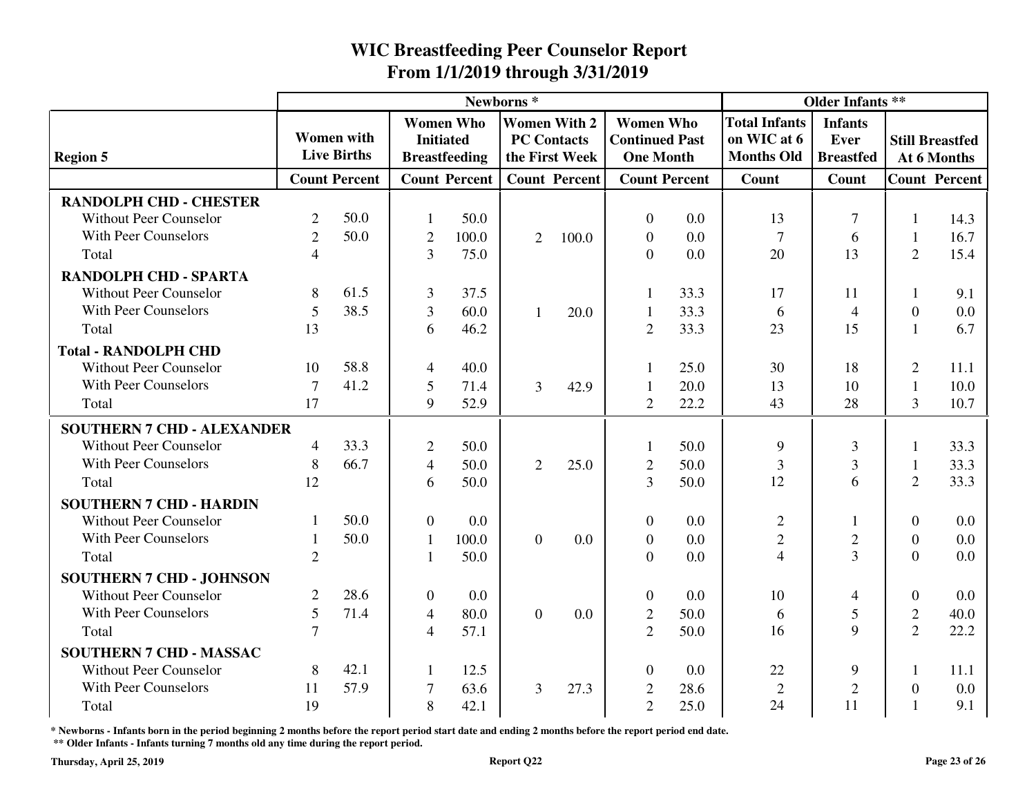# WIC Breastfeeding Peer Counselor Report
## From 1/1/2019 through 3/31/2019

| Region 5 | Newborns * | | | | | | | | Older Infants ** | | | |
|---|---|---|---|---|---|---|---|---|---|---|---|---|
| | Women with Live Births | | Women Who Initiated Breastfeeding | | Women With 2 PC Contacts the First Week | | Women Who Continued Past One Month | | Total Infants on WIC at 6 Months Old | Infants Ever Breastfed | Still Breastfed At 6 Months | |
| | Count | Percent | Count | Percent | Count | Percent | Count | Percent | Count | Count | Count | Percent |
| **RANDOLPH CHD - CHESTER** | | | | | | | | | | | | |
| Without Peer Counselor | 2 | 50.0 | 1 | 50.0 | | | 0 | 0.0 | 13 | 7 | 1 | 14.3 |
| With Peer Counselors | 2 | 50.0 | 2 | 100.0 | 2 | 100.0 | 0 | 0.0 | 7 | 6 | 1 | 16.7 |
| Total | 4 | | 3 | 75.0 | | | 0 | 0.0 | 20 | 13 | 2 | 15.4 |
| **RANDOLPH CHD - SPARTA** | | | | | | | | | | | | |
| Without Peer Counselor | 8 | 61.5 | 3 | 37.5 | | | 1 | 33.3 | 17 | 11 | 1 | 9.1 |
| With Peer Counselors | 5 | 38.5 | 3 | 60.0 | 1 | 20.0 | 1 | 33.3 | 6 | 4 | 0 | 0.0 |
| Total | 13 | | 6 | 46.2 | | | 2 | 33.3 | 23 | 15 | 1 | 6.7 |
| **Total - RANDOLPH CHD** | | | | | | | | | | | | |
| Without Peer Counselor | 10 | 58.8 | 4 | 40.0 | | | 1 | 25.0 | 30 | 18 | 2 | 11.1 |
| With Peer Counselors | 7 | 41.2 | 5 | 71.4 | 3 | 42.9 | 1 | 20.0 | 13 | 10 | 1 | 10.0 |
| Total | 17 | | 9 | 52.9 | | | 2 | 22.2 | 43 | 28 | 3 | 10.7 |
| **SOUTHERN 7 CHD - ALEXANDER** | | | | | | | | | | | | |
| Without Peer Counselor | 4 | 33.3 | 2 | 50.0 | | | 1 | 50.0 | 9 | 3 | 1 | 33.3 |
| With Peer Counselors | 8 | 66.7 | 4 | 50.0 | 2 | 25.0 | 2 | 50.0 | 3 | 3 | 1 | 33.3 |
| Total | 12 | | 6 | 50.0 | | | 3 | 50.0 | 12 | 6 | 2 | 33.3 |
| **SOUTHERN 7 CHD - HARDIN** | | | | | | | | | | | | |
| Without Peer Counselor | 1 | 50.0 | 0 | 0.0 | | | 0 | 0.0 | 2 | 1 | 0 | 0.0 |
| With Peer Counselors | 1 | 50.0 | 1 | 100.0 | 0 | 0.0 | 0 | 0.0 | 2 | 2 | 0 | 0.0 |
| Total | 2 | | 1 | 50.0 | | | 0 | 0.0 | 4 | 3 | 0 | 0.0 |
| **SOUTHERN 7 CHD - JOHNSON** | | | | | | | | | | | | |
| Without Peer Counselor | 2 | 28.6 | 0 | 0.0 | | | 0 | 0.0 | 10 | 4 | 0 | 0.0 |
| With Peer Counselors | 5 | 71.4 | 4 | 80.0 | 0 | 0.0 | 2 | 50.0 | 6 | 5 | 2 | 40.0 |
| Total | 7 | | 4 | 57.1 | | | 2 | 50.0 | 16 | 9 | 2 | 22.2 |
| **SOUTHERN 7 CHD - MASSAC** | | | | | | | | | | | | |
| Without Peer Counselor | 8 | 42.1 | 1 | 12.5 | | | 0 | 0.0 | 22 | 9 | 1 | 11.1 |
| With Peer Counselors | 11 | 57.9 | 7 | 63.6 | 3 | 27.3 | 2 | 28.6 | 2 | 2 | 0 | 0.0 |
| Total | 19 | | 8 | 42.1 | | | 2 | 25.0 | 24 | 11 | 1 | 9.1 |

**\* Newborns - Infants born in the period beginning 2 months before the report period start date and ending 2 months before the report period end date.**

**\*\* Older Infants - Infants turning 7 months old any time during the report period.**

**Thursday, April 25, 2019** **Report Q22**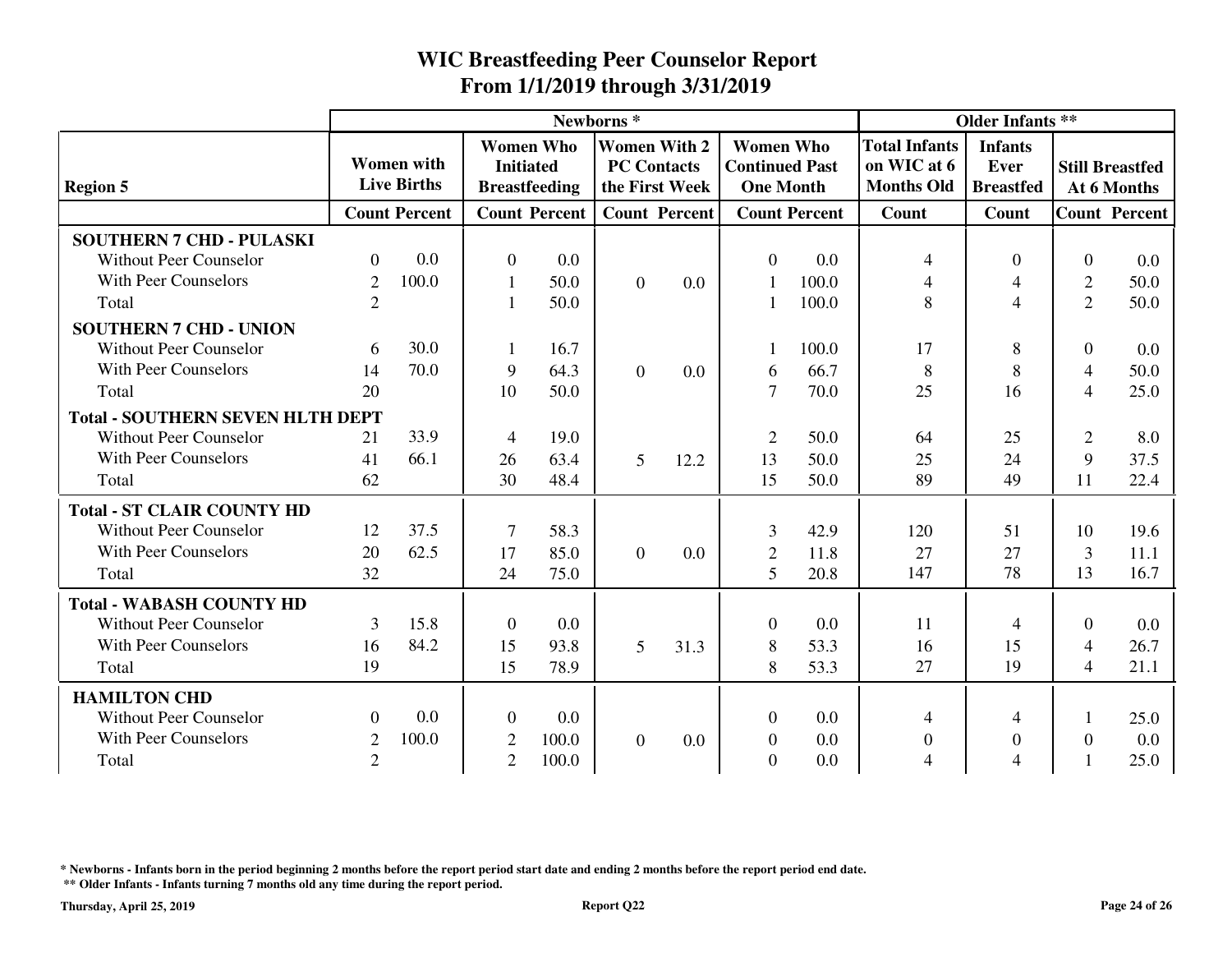# WIC Breastfeeding Peer Counselor Report
## From 1/1/2019 through 3/31/2019

| Region 5 | Newborns * | | | | | | | | Older Infants ** | | | |
|---|---|---|---|---|---|---|---|---|---|---|---|---|
| | Women with Live Births | | Women Who Initiated Breastfeeding | | Women With 2 PC Contacts the First Week | | Women Who Continued Past One Month | | Total Infants on WIC at 6 Months Old | Infants Ever Breastfed | Still Breastfed At 6 Months | |
| | Count | Percent | Count | Percent | Count | Percent | Count | Percent | Count | Count | Count | Percent |
| **SOUTHERN 7 CHD - PULASKI** | | | | | | | | | | | | |
| Without Peer Counselor | 0 | 0.0 | 0 | 0.0 | | | 0 | 0.0 | 4 | 0 | 0 | 0.0 |
| With Peer Counselors | 2 | 100.0 | 1 | 50.0 | 0 | 0.0 | 1 | 100.0 | 4 | 4 | 2 | 50.0 |
| Total | 2 | | 1 | 50.0 | | | 1 | 100.0 | 8 | 4 | 2 | 50.0 |
| **SOUTHERN 7 CHD - UNION** | | | | | | | | | | | | |
| Without Peer Counselor | 6 | 30.0 | 1 | 16.7 | | | 1 | 100.0 | 17 | 8 | 0 | 0.0 |
| With Peer Counselors | 14 | 70.0 | 9 | 64.3 | 0 | 0.0 | 6 | 66.7 | 8 | 8 | 4 | 50.0 |
| Total | 20 | | 10 | 50.0 | | | 7 | 70.0 | 25 | 16 | 4 | 25.0 |
| **Total - SOUTHERN SEVEN HLTH DEPT** | | | | | | | | | | | | |
| Without Peer Counselor | 21 | 33.9 | 4 | 19.0 | | | 2 | 50.0 | 64 | 25 | 2 | 8.0 |
| With Peer Counselors | 41 | 66.1 | 26 | 63.4 | 5 | 12.2 | 13 | 50.0 | 25 | 24 | 9 | 37.5 |
| Total | 62 | | 30 | 48.4 | | | 15 | 50.0 | 89 | 49 | 11 | 22.4 |
| **Total - ST CLAIR COUNTY HD** | | | | | | | | | | | | |
| Without Peer Counselor | 12 | 37.5 | 7 | 58.3 | | | 3 | 42.9 | 120 | 51 | 10 | 19.6 |
| With Peer Counselors | 20 | 62.5 | 17 | 85.0 | 0 | 0.0 | 2 | 11.8 | 27 | 27 | 3 | 11.1 |
| Total | 32 | | 24 | 75.0 | | | 5 | 20.8 | 147 | 78 | 13 | 16.7 |
| **Total - WABASH COUNTY HD** | | | | | | | | | | | | |
| Without Peer Counselor | 3 | 15.8 | 0 | 0.0 | | | 0 | 0.0 | 11 | 4 | 0 | 0.0 |
| With Peer Counselors | 16 | 84.2 | 15 | 93.8 | 5 | 31.3 | 8 | 53.3 | 16 | 15 | 4 | 26.7 |
| Total | 19 | | 15 | 78.9 | | | 8 | 53.3 | 27 | 19 | 4 | 21.1 |
| **HAMILTON CHD** | | | | | | | | | | | | |
| Without Peer Counselor | 0 | 0.0 | 0 | 0.0 | | | 0 | 0.0 | 4 | 4 | 1 | 25.0 |
| With Peer Counselors | 2 | 100.0 | 2 | 100.0 | 0 | 0.0 | 0 | 0.0 | 0 | 0 | 0 | 0.0 |
| Total | 2 | | 2 | 100.0 | | | 0 | 0.0 | 4 | 4 | 1 | 25.0 |

**\* Newborns - Infants born in the period beginning 2 months before the report period start date and ending 2 months before the report period end date.**

**\*\* Older Infants - Infants turning 7 months old any time during the report period.**

**Thursday, April 25, 2019** **Report Q22**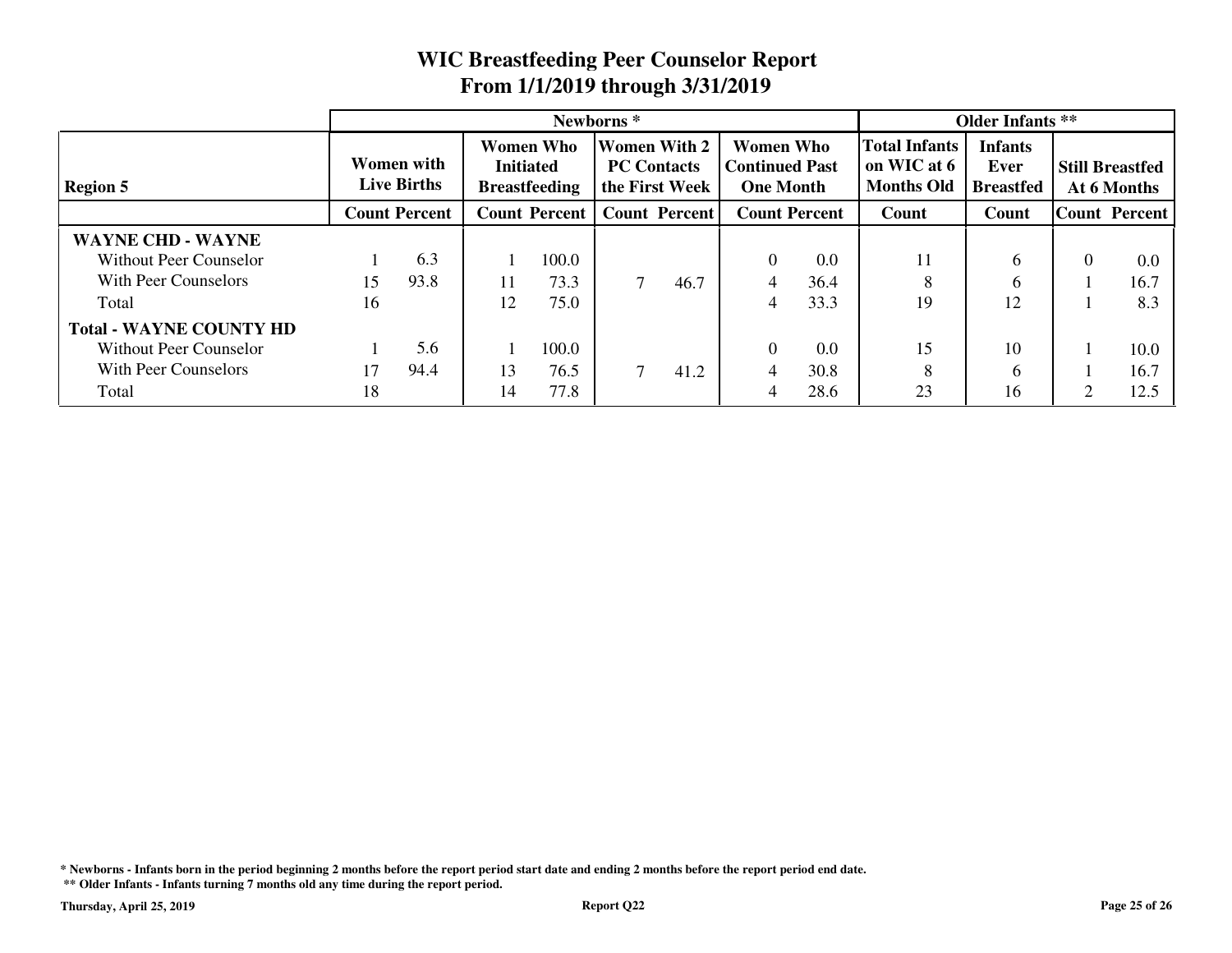# WIC Breastfeeding Peer Counselor Report
## From 1/1/2019 through 3/31/2019

| Region 5 | Newborns * | | | | | | | | Older Infants ** | | | |
|---|---|---|---|---|---|---|---|---|---|---|---|---|
| | Women with Live Births | | Women Who Initiated Breastfeeding | | Women With 2 PC Contacts the First Week | | Women Who Continued Past One Month | | Total Infants on WIC at 6 Months Old | Infants Ever Breastfed | Still Breastfed At 6 Months | |
| | Count | Percent | Count | Percent | Count | Percent | Count | Percent | Count | Count | Count | Percent |
| **WAYNE CHD - WAYNE** | | | | | | | | | | | | |
| Without Peer Counselor | 1 | 6.3 | 1 | 100.0 | | | 0 | 0.0 | 11 | 6 | 0 | 0.0 |
| With Peer Counselors | 15 | 93.8 | 11 | 73.3 | 7 | 46.7 | 4 | 36.4 | 8 | 6 | 1 | 16.7 |
| Total | 16 | | 12 | 75.0 | | | 4 | 33.3 | 19 | 12 | 1 | 8.3 |
| **Total - WAYNE COUNTY HD** | | | | | | | | | | | | |
| Without Peer Counselor | 1 | 5.6 | 1 | 100.0 | | | 0 | 0.0 | 15 | 10 | 1 | 10.0 |
| With Peer Counselors | 17 | 94.4 | 13 | 76.5 | 7 | 41.2 | 4 | 30.8 | 8 | 6 | 1 | 16.7 |
| Total | 18 | | 14 | 77.8 | | | 4 | 28.6 | 23 | 16 | 2 | 12.5 |

**\* Newborns - Infants born in the period beginning 2 months before the report period start date and ending 2 months before the report period end date.**

**\*\* Older Infants - Infants turning 7 months old any time during the report period.**

**Thursday, April 25, 2019** **Report Q22**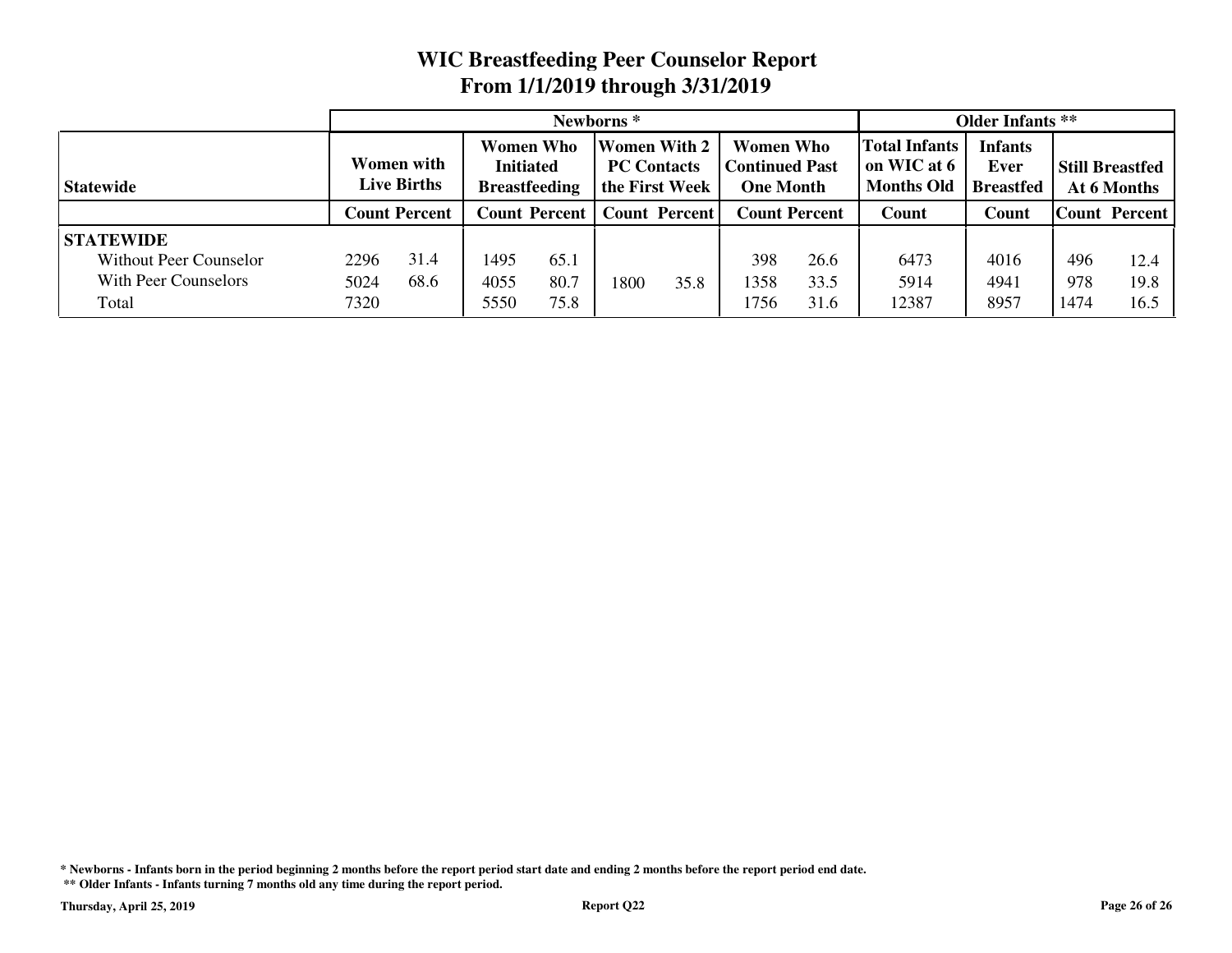# WIC Breastfeeding Peer Counselor Report
## From 1/1/2019 through 3/31/2019

| | Newborns * | | | | | | | | Older Infants ** | | | |
|---|---|---|---|---|---|---|---|---|---|---|---|---|
| Statewide | Women with Live Births | | Women Who Initiated Breastfeeding | | Women With 2 PC Contacts the First Week | | Women Who Continued Past One Month | | Total Infants on WIC at 6 Months Old | Infants Ever Breastfed | Still Breastfed At 6 Months | |
| | Count | Percent | Count | Percent | Count | Percent | Count | Percent | Count | Count | Count | Percent |
| **STATEWIDE** | | | | | | | | | | | | |
| Without Peer Counselor | 2296 | 31.4 | 1495 | 65.1 | | | 398 | 26.6 | 6473 | 4016 | 496 | 12.4 |
| With Peer Counselors | 5024 | 68.6 | 4055 | 80.7 | 1800 | 35.8 | 1358 | 33.5 | 5914 | 4941 | 978 | 19.8 |
| Total | 7320 | | 5550 | 75.8 | | | 1756 | 31.6 | 12387 | 8957 | 1474 | 16.5 |

**\* Newborns - Infants born in the period beginning 2 months before the report period start date and ending 2 months before the report period end date.**

**\*\* Older Infants - Infants turning 7 months old any time during the report period.**

**Thursday, April 25, 2019** **Report Q22**